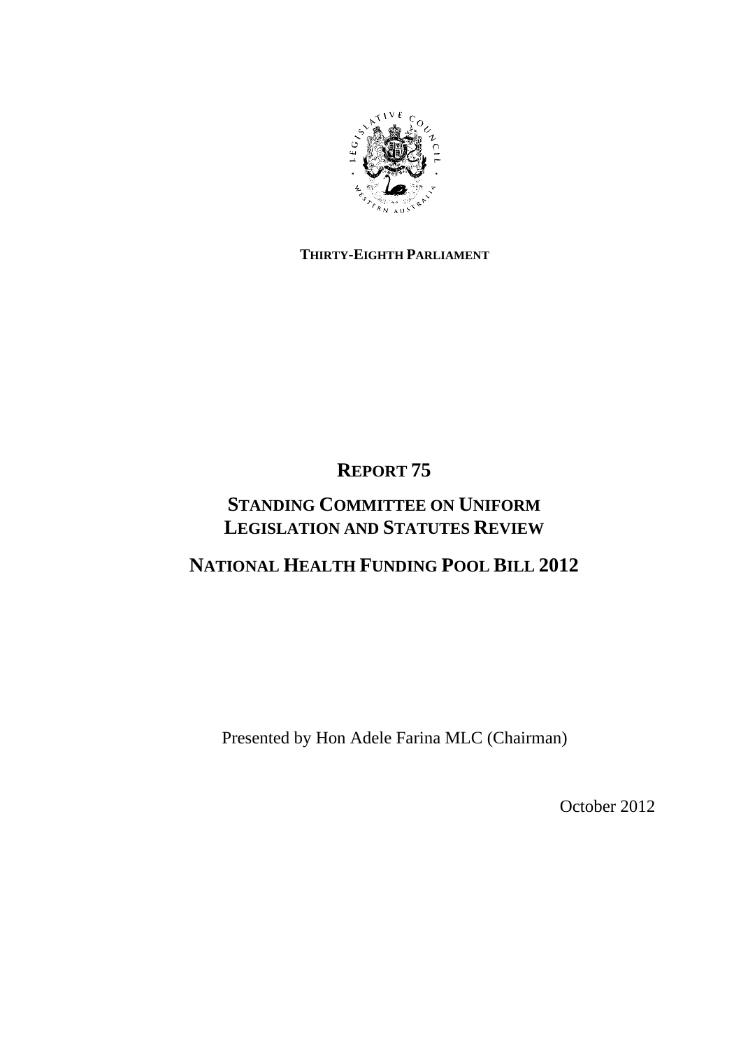**THIRTY-EIGHTH PARLIAMENT**

# REPORT 75

## STANDING COMMITTEE ON UNIFORM LEGISLATION AND STATUTES REVIEW

## NATIONAL HEALTH FUNDING POOL BILL 2012

Presented by Hon Adele Farina MLC (Chairman)

October 2012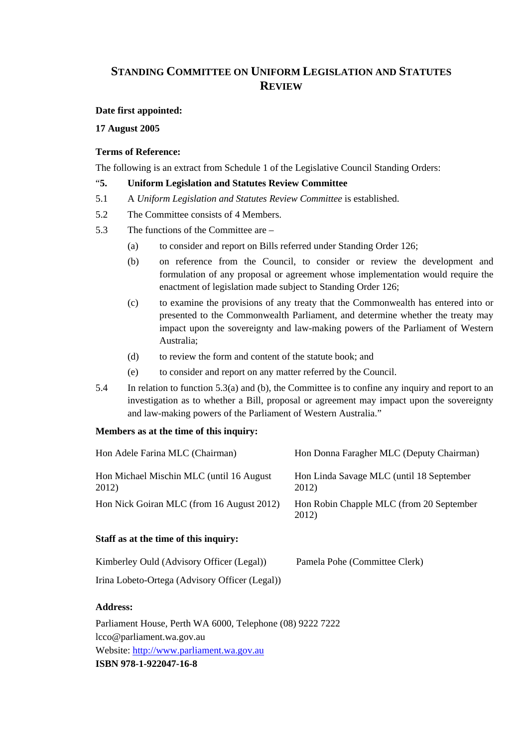# STANDING COMMITTEE ON UNIFORM LEGISLATION AND STATUTES REVIEW

**Date first appointed:**

**17 August 2005**

**Terms of Reference:**

The following is an extract from Schedule 1 of the Legislative Council Standing Orders:

"**5. Uniform Legislation and Statutes Review Committee**

5.1 A *Uniform Legislation and Statutes Review Committee* is established.

5.2 The Committee consists of 4 Members.

5.3 The functions of the Committee are –

- (a) to consider and report on Bills referred under Standing Order 126;
- (b) on reference from the Council, to consider or review the development and formulation of any proposal or agreement whose implementation would require the enactment of legislation made subject to Standing Order 126;
- (c) to examine the provisions of any treaty that the Commonwealth has entered into or presented to the Commonwealth Parliament, and determine whether the treaty may impact upon the sovereignty and law-making powers of the Parliament of Western Australia;
- (d) to review the form and content of the statute book; and
- (e) to consider and report on any matter referred by the Council.

5.4 In relation to function 5.3(a) and (b), the Committee is to confine any inquiry and report to an investigation as to whether a Bill, proposal or agreement may impact upon the sovereignty and law-making powers of the Parliament of Western Australia."

**Members as at the time of this inquiry:**

| | |
|---|---|
| Hon Adele Farina MLC (Chairman) | Hon Donna Faragher MLC (Deputy Chairman) |
| Hon Michael Mischin MLC (until 16 August 2012) | Hon Linda Savage MLC (until 18 September 2012) |
| Hon Nick Goiran MLC (from 16 August 2012) | Hon Robin Chapple MLC (from 20 September 2012) |

**Staff as at the time of this inquiry:**

| | |
|---|---|
| Kimberley Ould (Advisory Officer (Legal)) | Pamela Pohe (Committee Clerk) |
| Irina Lobeto-Ortega (Advisory Officer (Legal)) | |

**Address:**

Parliament House, Perth WA 6000, Telephone (08) 9222 7222
lcco@parliament.wa.gov.au
Website: http://www.parliament.wa.gov.au
**ISBN 978-1-922047-16-8**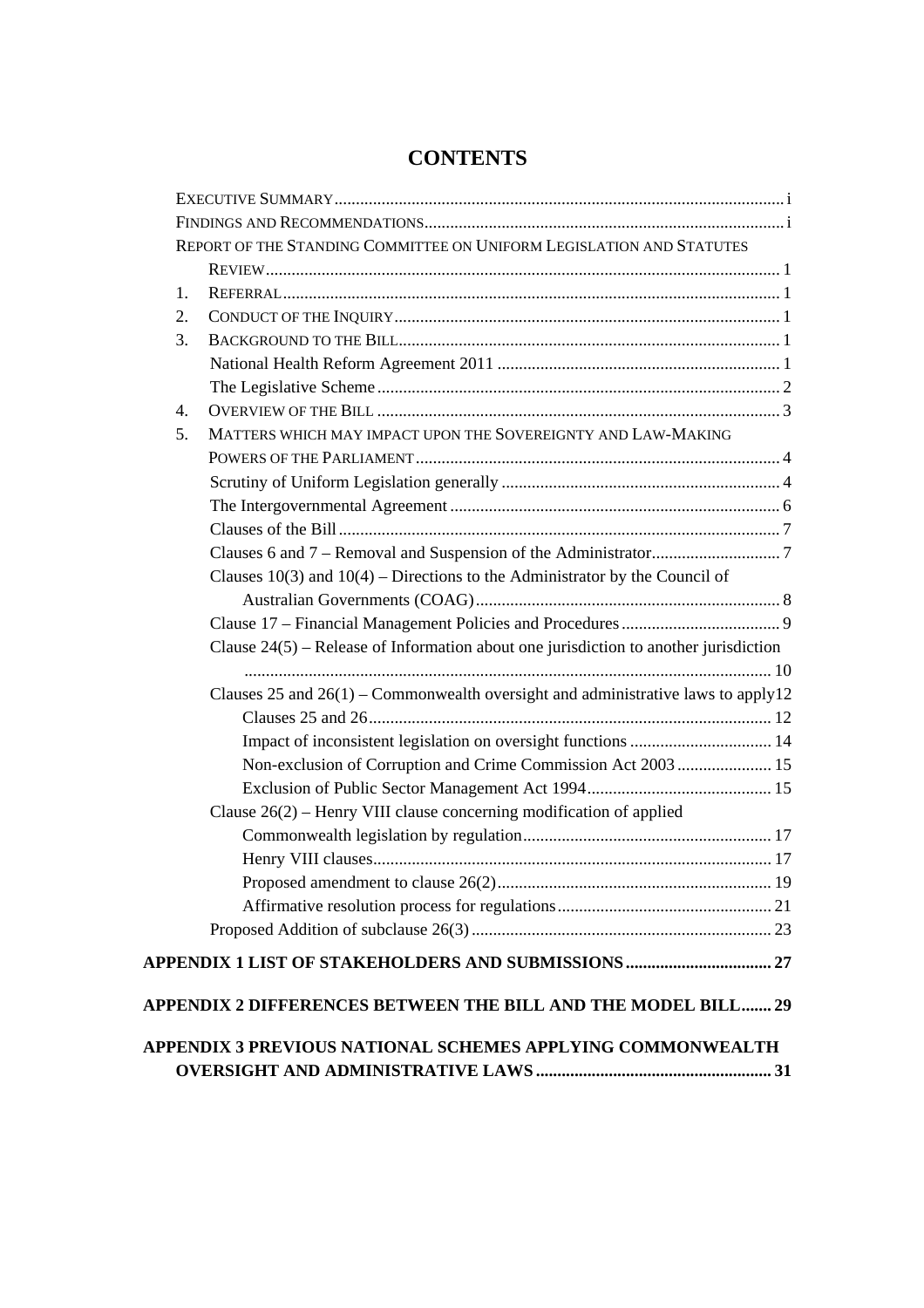# CONTENTS

- EXECUTIVE SUMMARY ..... i
- FINDINGS AND RECOMMENDATIONS ..... i
- REPORT OF THE STANDING COMMITTEE ON UNIFORM LEGISLATION AND STATUTES REVIEW ..... 1
  1. REFERRAL ..... 1
  2. CONDUCT OF THE INQUIRY ..... 1
  3. BACKGROUND TO THE BILL ..... 1
     - National Health Reform Agreement 2011 ..... 1
     - The Legislative Scheme ..... 2
  4. OVERVIEW OF THE BILL ..... 3
  5. MATTERS WHICH MAY IMPACT UPON THE SOVEREIGNTY AND LAW-MAKING POWERS OF THE PARLIAMENT ..... 4
     - Scrutiny of Uniform Legislation generally ..... 4
     - The Intergovernmental Agreement ..... 6
     - Clauses of the Bill ..... 7
     - Clauses 6 and 7 – Removal and Suspension of the Administrator ..... 7
     - Clauses 10(3) and 10(4) – Directions to the Administrator by the Council of Australian Governments (COAG) ..... 8
     - Clause 17 – Financial Management Policies and Procedures ..... 9
     - Clause 24(5) – Release of Information about one jurisdiction to another jurisdiction ..... 10
     - Clauses 25 and 26(1) – Commonwealth oversight and administrative laws to apply ..... 12
       - Clauses 25 and 26 ..... 12
       - Impact of inconsistent legislation on oversight functions ..... 14
       - Non-exclusion of Corruption and Crime Commission Act 2003 ..... 15
       - Exclusion of Public Sector Management Act 1994 ..... 15
     - Clause 26(2) – Henry VIII clause concerning modification of applied Commonwealth legislation by regulation ..... 17
       - Henry VIII clauses ..... 17
       - Proposed amendment to clause 26(2) ..... 19
       - Affirmative resolution process for regulations ..... 21
     - Proposed Addition of subclause 26(3) ..... 23

**APPENDIX 1 LIST OF STAKEHOLDERS AND SUBMISSIONS ..... 27**

**APPENDIX 2 DIFFERENCES BETWEEN THE BILL AND THE MODEL BILL ..... 29**

**APPENDIX 3 PREVIOUS NATIONAL SCHEMES APPLYING COMMONWEALTH OVERSIGHT AND ADMINISTRATIVE LAWS ..... 31**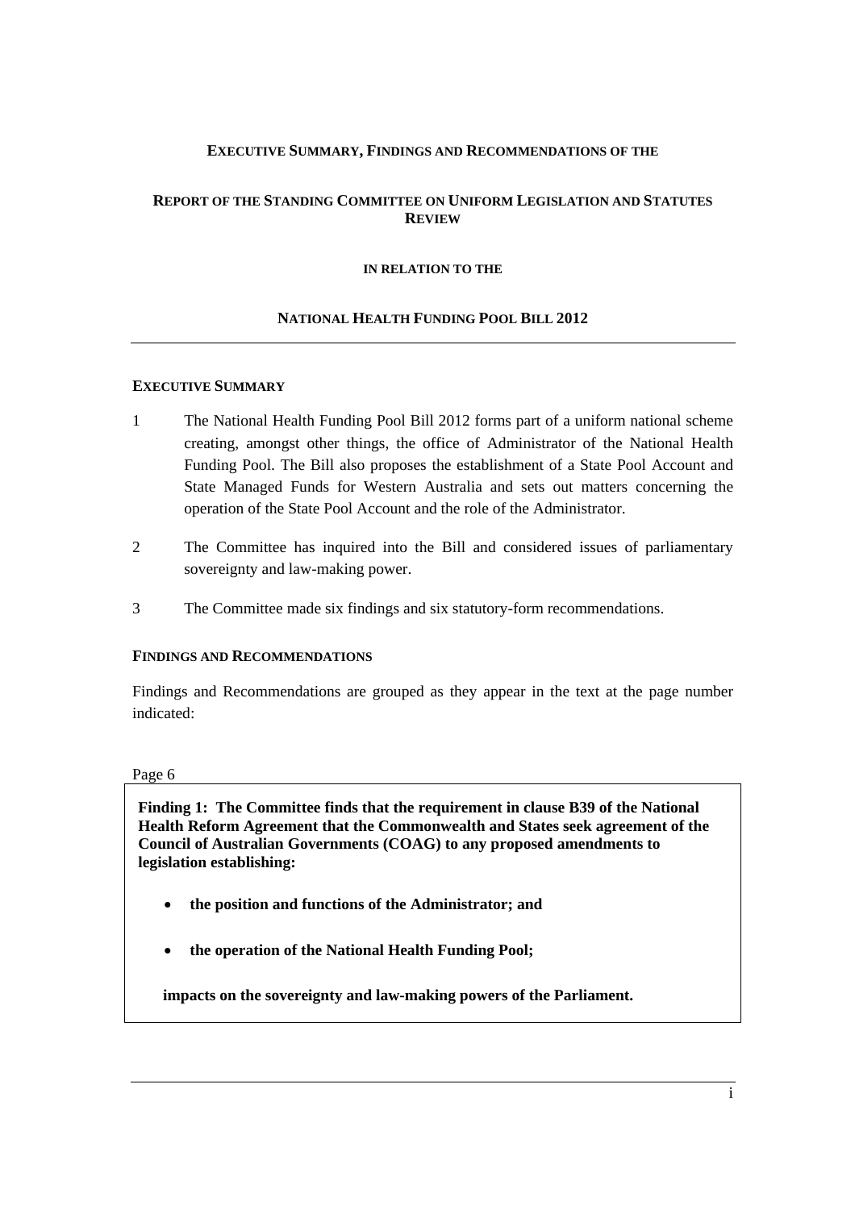**EXECUTIVE SUMMARY, FINDINGS AND RECOMMENDATIONS OF THE**

**REPORT OF THE STANDING COMMITTEE ON UNIFORM LEGISLATION AND STATUTES REVIEW**

**IN RELATION TO THE**

**NATIONAL HEALTH FUNDING POOL BILL 2012**

---

## EXECUTIVE SUMMARY

1 The National Health Funding Pool Bill 2012 forms part of a uniform national scheme creating, amongst other things, the office of Administrator of the National Health Funding Pool. The Bill also proposes the establishment of a State Pool Account and State Managed Funds for Western Australia and sets out matters concerning the operation of the State Pool Account and the role of the Administrator.

2 The Committee has inquired into the Bill and considered issues of parliamentary sovereignty and law-making power.

3 The Committee made six findings and six statutory-form recommendations.

## FINDINGS AND RECOMMENDATIONS

Findings and Recommendations are grouped as they appear in the text at the page number indicated:

Page 6

**Finding 1: The Committee finds that the requirement in clause B39 of the National Health Reform Agreement that the Commonwealth and States seek agreement of the Council of Australian Governments (COAG) to any proposed amendments to legislation establishing:**

- **the position and functions of the Administrator; and**
- **the operation of the National Health Funding Pool;**

**impacts on the sovereignty and law-making powers of the Parliament.**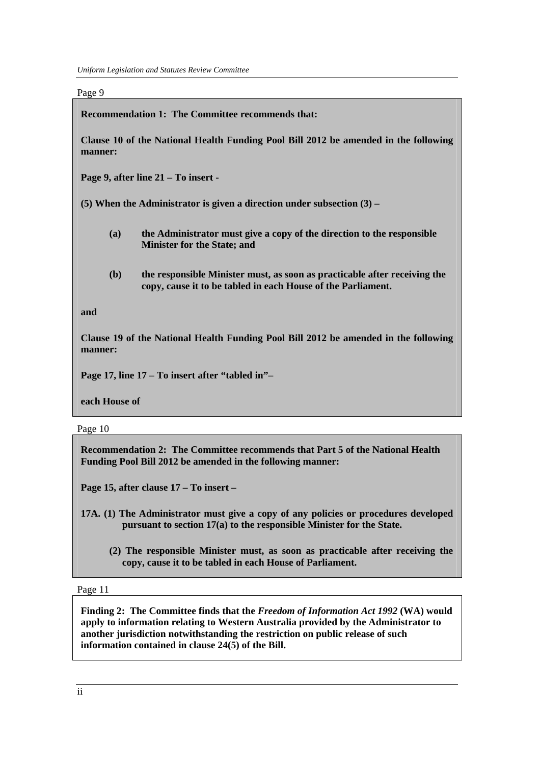Page 9

**Recommendation 1: The Committee recommends that:**

**Clause 10 of the National Health Funding Pool Bill 2012 be amended in the following manner:**

**Page 9, after line 21 – To insert -**

**(5) When the Administrator is given a direction under subsection (3) –**

- **(a) the Administrator must give a copy of the direction to the responsible Minister for the State; and**
- **(b) the responsible Minister must, as soon as practicable after receiving the copy, cause it to be tabled in each House of the Parliament.**

**and**

**Clause 19 of the National Health Funding Pool Bill 2012 be amended in the following manner:**

**Page 17, line 17 – To insert after "tabled in"–**

**each House of**

Page 10

**Recommendation 2: The Committee recommends that Part 5 of the National Health Funding Pool Bill 2012 be amended in the following manner:**

**Page 15, after clause 17 – To insert –**

**17A. (1) The Administrator must give a copy of any policies or procedures developed pursuant to section 17(a) to the responsible Minister for the State.**

**(2) The responsible Minister must, as soon as practicable after receiving the copy, cause it to be tabled in each House of Parliament.**

Page 11

**Finding 2: The Committee finds that the *Freedom of Information Act 1992* (WA) would apply to information relating to Western Australia provided by the Administrator to another jurisdiction notwithstanding the restriction on public release of such information contained in clause 24(5) of the Bill.**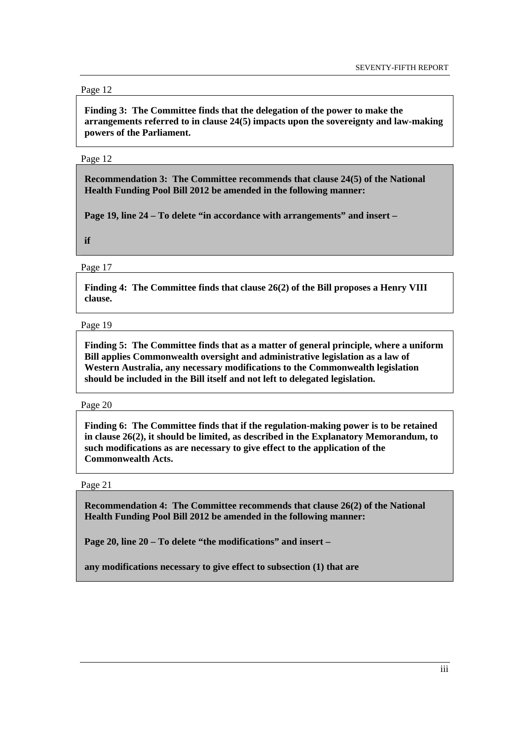Page 12

**Finding 3: The Committee finds that the delegation of the power to make the arrangements referred to in clause 24(5) impacts upon the sovereignty and law-making powers of the Parliament.**

Page 12

**Recommendation 3: The Committee recommends that clause 24(5) of the National Health Funding Pool Bill 2012 be amended in the following manner:**

**Page 19, line 24 – To delete "in accordance with arrangements" and insert –**

**if**

Page 17

**Finding 4: The Committee finds that clause 26(2) of the Bill proposes a Henry VIII clause.**

Page 19

**Finding 5: The Committee finds that as a matter of general principle, where a uniform Bill applies Commonwealth oversight and administrative legislation as a law of Western Australia, any necessary modifications to the Commonwealth legislation should be included in the Bill itself and not left to delegated legislation.**

Page 20

**Finding 6: The Committee finds that if the regulation-making power is to be retained in clause 26(2), it should be limited, as described in the Explanatory Memorandum, to such modifications as are necessary to give effect to the application of the Commonwealth Acts.**

Page 21

**Recommendation 4: The Committee recommends that clause 26(2) of the National Health Funding Pool Bill 2012 be amended in the following manner:**

**Page 20, line 20 – To delete "the modifications" and insert –**

**any modifications necessary to give effect to subsection (1) that are**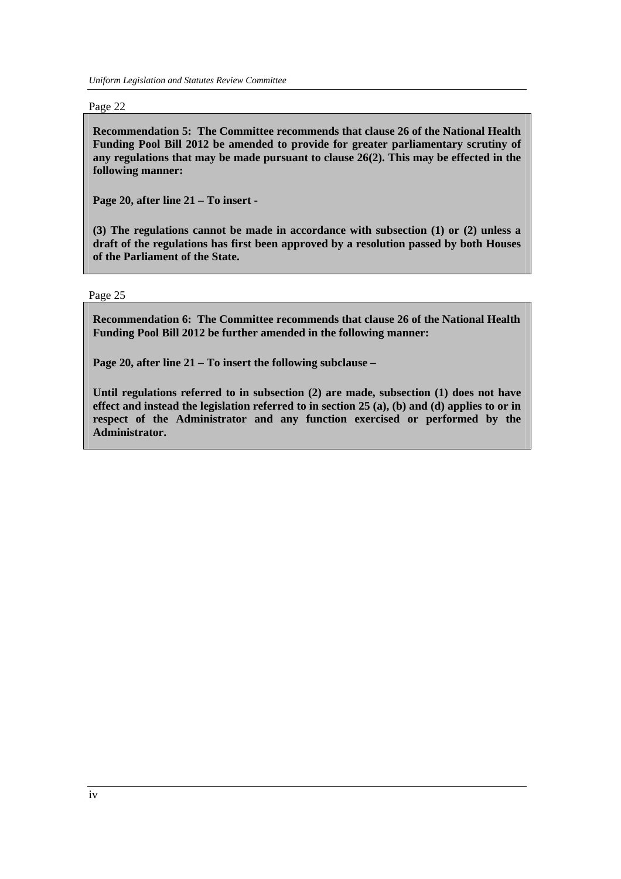Page 22

**Recommendation 5: The Committee recommends that clause 26 of the National Health Funding Pool Bill 2012 be amended to provide for greater parliamentary scrutiny of any regulations that may be made pursuant to clause 26(2). This may be effected in the following manner:**

**Page 20, after line 21 – To insert -**

**(3) The regulations cannot be made in accordance with subsection (1) or (2) unless a draft of the regulations has first been approved by a resolution passed by both Houses of the Parliament of the State.**

Page 25

**Recommendation 6: The Committee recommends that clause 26 of the National Health Funding Pool Bill 2012 be further amended in the following manner:**

**Page 20, after line 21 – To insert the following subclause –**

**Until regulations referred to in subsection (2) are made, subsection (1) does not have effect and instead the legislation referred to in section 25 (a), (b) and (d) applies to or in respect of the Administrator and any function exercised or performed by the Administrator.**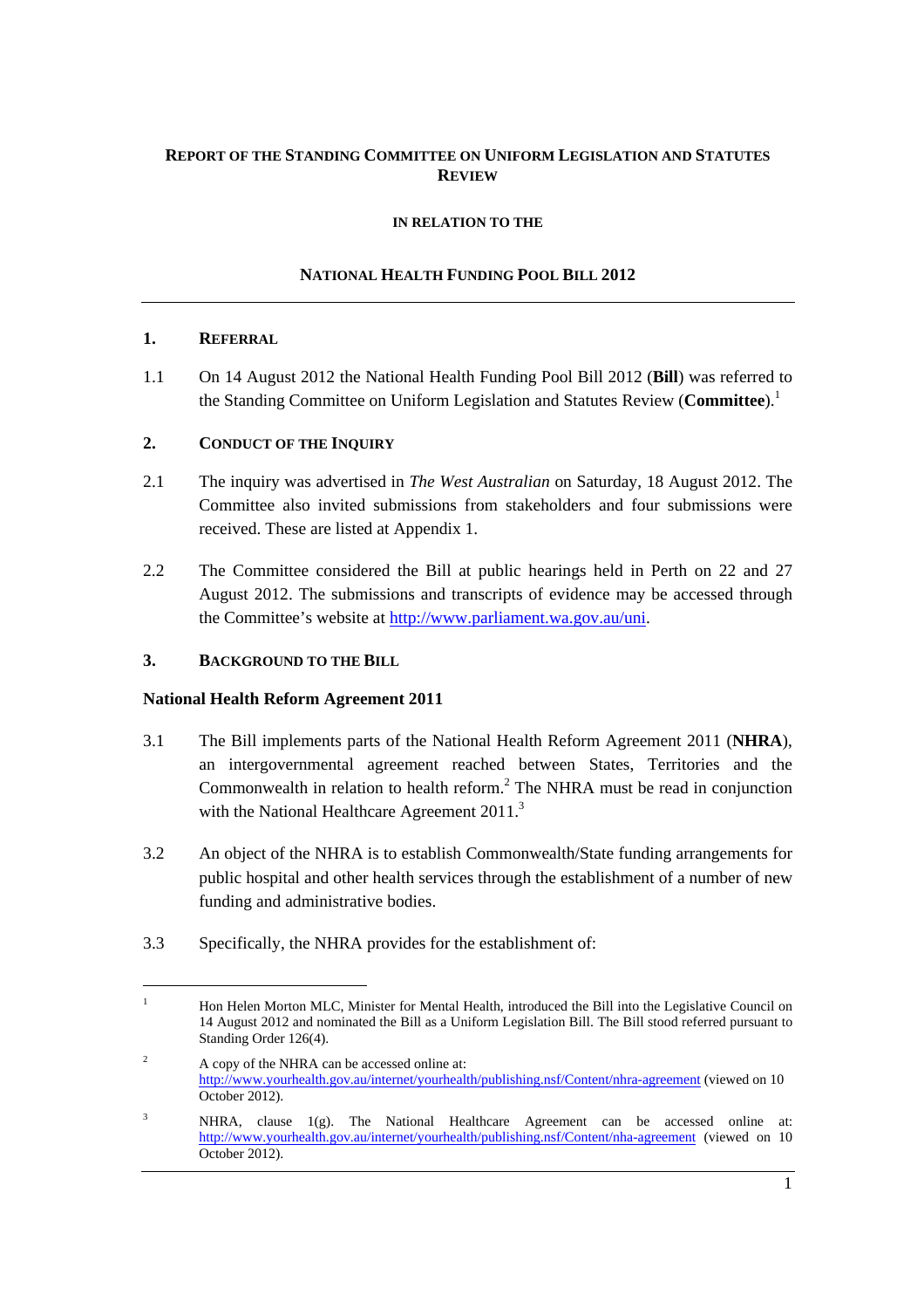**REPORT OF THE STANDING COMMITTEE ON UNIFORM LEGISLATION AND STATUTES REVIEW**

**IN RELATION TO THE**

**NATIONAL HEALTH FUNDING POOL BILL 2012**

---

## 1. REFERRAL

1.1 On 14 August 2012 the National Health Funding Pool Bill 2012 (**Bill**) was referred to the Standing Committee on Uniform Legislation and Statutes Review (**Committee**).[1]

## 2. CONDUCT OF THE INQUIRY

2.1 The inquiry was advertised in *The West Australian* on Saturday, 18 August 2012. The Committee also invited submissions from stakeholders and four submissions were received. These are listed at Appendix 1.

2.2 The Committee considered the Bill at public hearings held in Perth on 22 and 27 August 2012. The submissions and transcripts of evidence may be accessed through the Committee's website at http://www.parliament.wa.gov.au/uni.

## 3. BACKGROUND TO THE BILL

### National Health Reform Agreement 2011

3.1 The Bill implements parts of the National Health Reform Agreement 2011 (**NHRA**), an intergovernmental agreement reached between States, Territories and the Commonwealth in relation to health reform.[2] The NHRA must be read in conjunction with the National Healthcare Agreement 2011.[3]

3.2 An object of the NHRA is to establish Commonwealth/State funding arrangements for public hospital and other health services through the establishment of a number of new funding and administrative bodies.

3.3 Specifically, the NHRA provides for the establishment of:

---

[1] Hon Helen Morton MLC, Minister for Mental Health, introduced the Bill into the Legislative Council on 14 August 2012 and nominated the Bill as a Uniform Legislation Bill. The Bill stood referred pursuant to Standing Order 126(4).

[2] A copy of the NHRA can be accessed online at: http://www.yourhealth.gov.au/internet/yourhealth/publishing.nsf/Content/nhra-agreement (viewed on 10 October 2012).

[3] NHRA, clause 1(g). The National Healthcare Agreement can be accessed online at: http://www.yourhealth.gov.au/internet/yourhealth/publishing.nsf/Content/nha-agreement (viewed on 10 October 2012).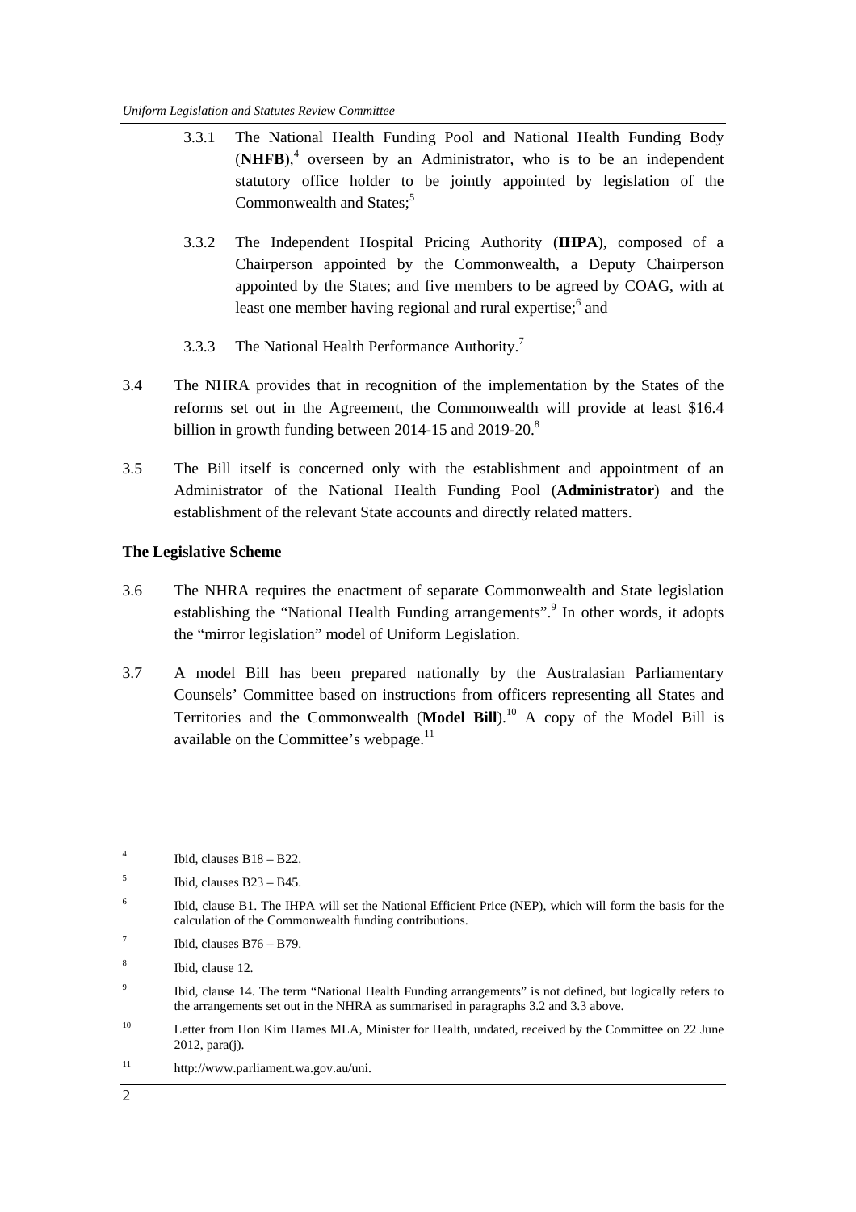3.3.1 The National Health Funding Pool and National Health Funding Body (**NHFB**),[4] overseen by an Administrator, who is to be an independent statutory office holder to be jointly appointed by legislation of the Commonwealth and States;[5]

3.3.2 The Independent Hospital Pricing Authority (**IHPA**), composed of a Chairperson appointed by the Commonwealth, a Deputy Chairperson appointed by the States; and five members to be agreed by COAG, with at least one member having regional and rural expertise;[6] and

3.3.3 The National Health Performance Authority.[7]

3.4 The NHRA provides that in recognition of the implementation by the States of the reforms set out in the Agreement, the Commonwealth will provide at least $16.4 billion in growth funding between 2014-15 and 2019-20.[8]

3.5 The Bill itself is concerned only with the establishment and appointment of an Administrator of the National Health Funding Pool (**Administrator**) and the establishment of the relevant State accounts and directly related matters.

**The Legislative Scheme**

3.6 The NHRA requires the enactment of separate Commonwealth and State legislation establishing the "National Health Funding arrangements".[9] In other words, it adopts the "mirror legislation" model of Uniform Legislation.

3.7 A model Bill has been prepared nationally by the Australasian Parliamentary Counsels' Committee based on instructions from officers representing all States and Territories and the Commonwealth (**Model Bill**).[10] A copy of the Model Bill is available on the Committee's webpage.[11]

---

[4] Ibid, clauses B18 – B22.

[5] Ibid, clauses B23 – B45.

[6] Ibid, clause B1. The IHPA will set the National Efficient Price (NEP), which will form the basis for the calculation of the Commonwealth funding contributions.

[7] Ibid, clauses B76 – B79.

[8] Ibid, clause 12.

[9] Ibid, clause 14. The term "National Health Funding arrangements" is not defined, but logically refers to the arrangements set out in the NHRA as summarised in paragraphs 3.2 and 3.3 above.

[10] Letter from Hon Kim Hames MLA, Minister for Health, undated, received by the Committee on 22 June 2012, para(j).

[11] http://www.parliament.wa.gov.au/uni.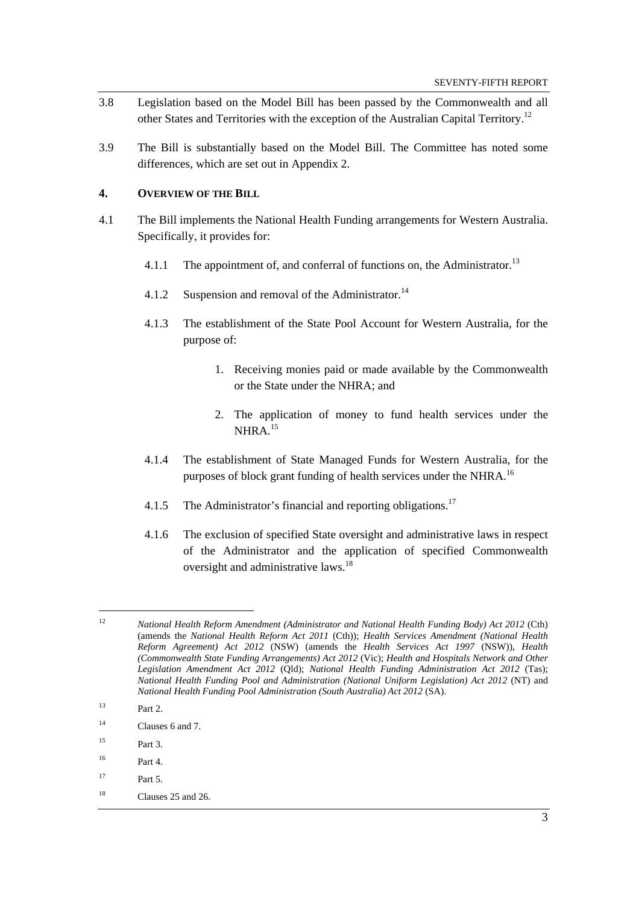3.8 Legislation based on the Model Bill has been passed by the Commonwealth and all other States and Territories with the exception of the Australian Capital Territory.[12]

3.9 The Bill is substantially based on the Model Bill. The Committee has noted some differences, which are set out in Appendix 2.

## 4. OVERVIEW OF THE BILL

4.1 The Bill implements the National Health Funding arrangements for Western Australia. Specifically, it provides for:

- 4.1.1 The appointment of, and conferral of functions on, the Administrator.[13]
- 4.1.2 Suspension and removal of the Administrator.[14]
- 4.1.3 The establishment of the State Pool Account for Western Australia, for the purpose of:
    1. Receiving monies paid or made available by the Commonwealth or the State under the NHRA; and
    2. The application of money to fund health services under the NHRA.[15]
- 4.1.4 The establishment of State Managed Funds for Western Australia, for the purposes of block grant funding of health services under the NHRA.[16]
- 4.1.5 The Administrator's financial and reporting obligations.[17]
- 4.1.6 The exclusion of specified State oversight and administrative laws in respect of the Administrator and the application of specified Commonwealth oversight and administrative laws.[18]

---

[12] *National Health Reform Amendment (Administrator and National Health Funding Body) Act 2012* (Cth) (amends the *National Health Reform Act 2011* (Cth)); *Health Services Amendment (National Health Reform Agreement) Act 2012* (NSW) (amends the *Health Services Act 1997* (NSW)), *Health (Commonwealth State Funding Arrangements) Act 2012* (Vic); *Health and Hospitals Network and Other Legislation Amendment Act 2012* (Qld); *National Health Funding Administration Act 2012* (Tas); *National Health Funding Pool and Administration (National Uniform Legislation) Act 2012* (NT) and *National Health Funding Pool Administration (South Australia) Act 2012* (SA).

[13] Part 2.

[14] Clauses 6 and 7.

[15] Part 3.

[16] Part 4.

[17] Part 5.

[18] Clauses 25 and 26.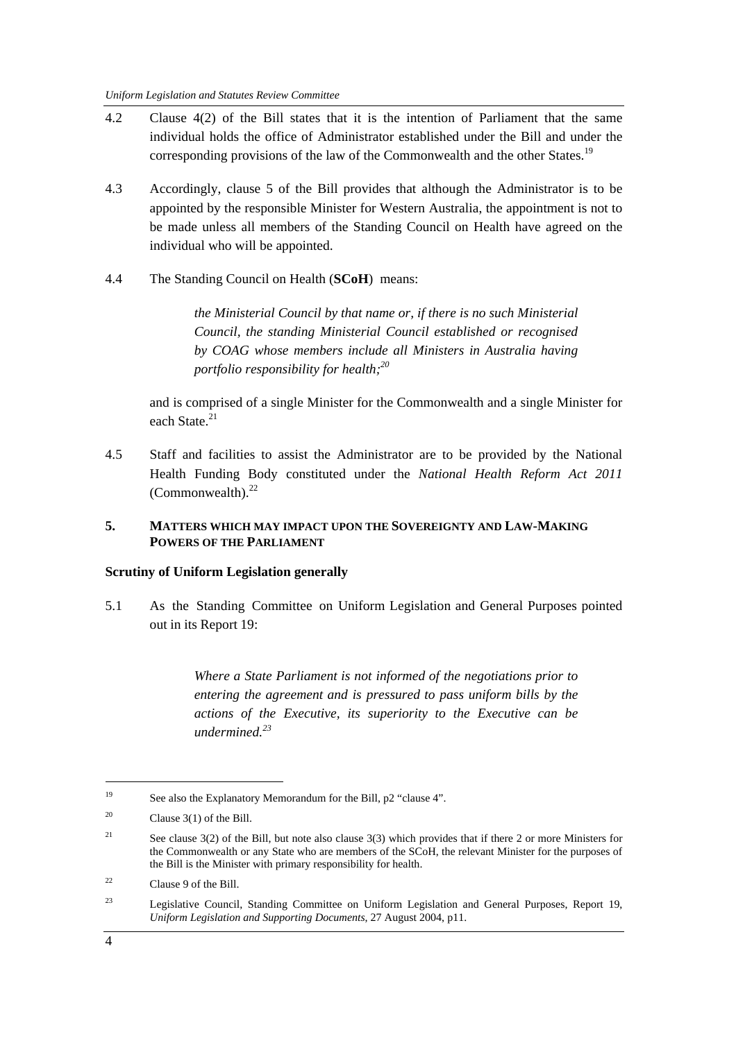4.2 Clause 4(2) of the Bill states that it is the intention of Parliament that the same individual holds the office of Administrator established under the Bill and under the corresponding provisions of the law of the Commonwealth and the other States.[19]

4.3 Accordingly, clause 5 of the Bill provides that although the Administrator is to be appointed by the responsible Minister for Western Australia, the appointment is not to be made unless all members of the Standing Council on Health have agreed on the individual who will be appointed.

4.4 The Standing Council on Health (**SCoH**) means:

> *the Ministerial Council by that name or, if there is no such Ministerial Council, the standing Ministerial Council established or recognised by COAG whose members include all Ministers in Australia having portfolio responsibility for health;*[20]

and is comprised of a single Minister for the Commonwealth and a single Minister for each State.[21]

4.5 Staff and facilities to assist the Administrator are to be provided by the National Health Funding Body constituted under the *National Health Reform Act 2011* (Commonwealth).[22]

## 5. MATTERS WHICH MAY IMPACT UPON THE SOVEREIGNTY AND LAW-MAKING POWERS OF THE PARLIAMENT

### Scrutiny of Uniform Legislation generally

5.1 As the Standing Committee on Uniform Legislation and General Purposes pointed out in its Report 19:

> *Where a State Parliament is not informed of the negotiations prior to entering the agreement and is pressured to pass uniform bills by the actions of the Executive, its superiority to the Executive can be undermined.*[23]

---

[19] See also the Explanatory Memorandum for the Bill, p2 "clause 4".

[20] Clause 3(1) of the Bill.

[21] See clause 3(2) of the Bill, but note also clause 3(3) which provides that if there 2 or more Ministers for the Commonwealth or any State who are members of the SCoH, the relevant Minister for the purposes of the Bill is the Minister with primary responsibility for health.

[22] Clause 9 of the Bill.

[23] Legislative Council, Standing Committee on Uniform Legislation and General Purposes, Report 19, *Uniform Legislation and Supporting Documents*, 27 August 2004, p11.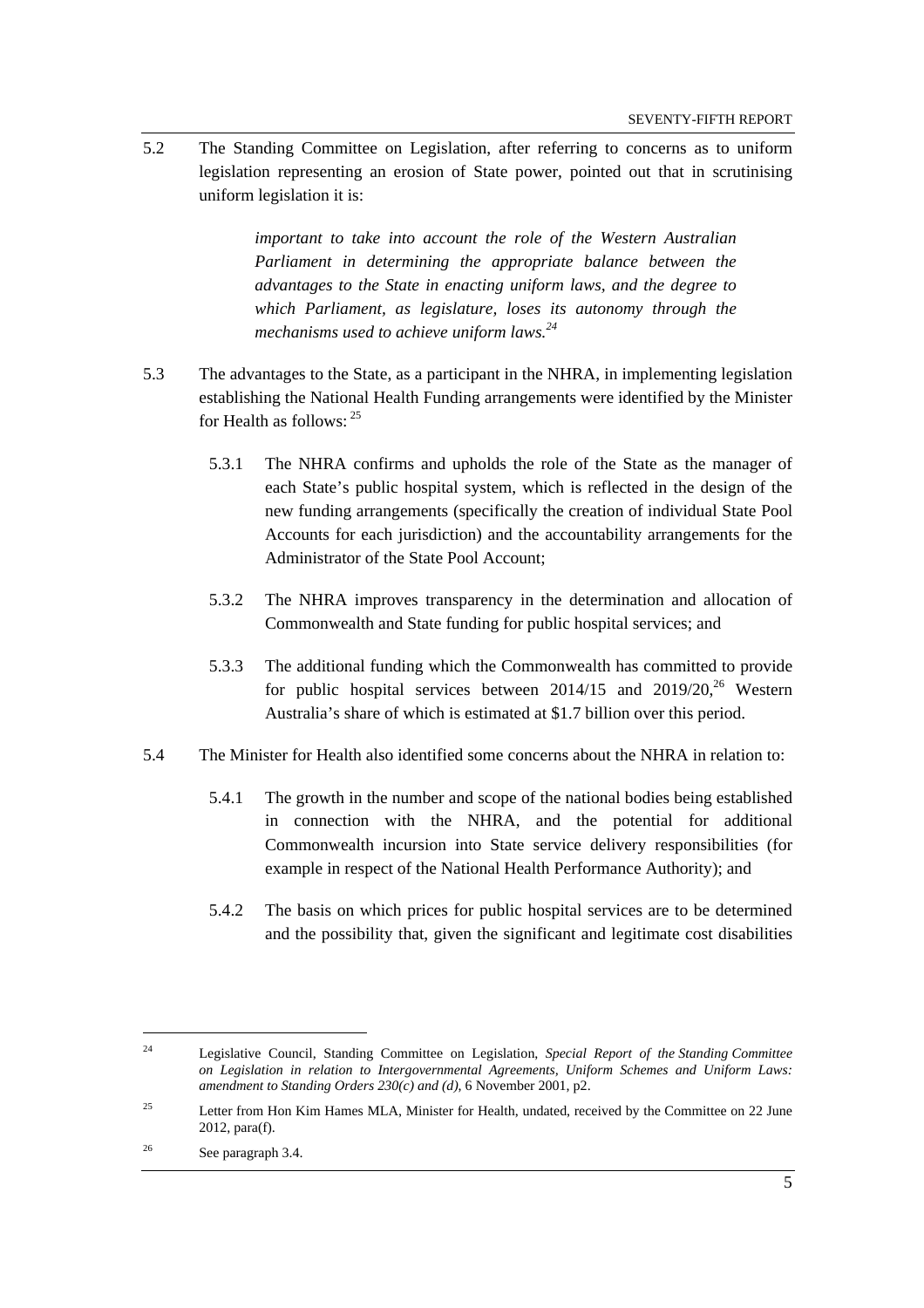5.2 The Standing Committee on Legislation, after referring to concerns as to uniform legislation representing an erosion of State power, pointed out that in scrutinising uniform legislation it is:

> *important to take into account the role of the Western Australian Parliament in determining the appropriate balance between the advantages to the State in enacting uniform laws, and the degree to which Parliament, as legislature, loses its autonomy through the mechanisms used to achieve uniform laws.*[24]

5.3 The advantages to the State, as a participant in the NHRA, in implementing legislation establishing the National Health Funding arrangements were identified by the Minister for Health as follows: [25]

5.3.1 The NHRA confirms and upholds the role of the State as the manager of each State's public hospital system, which is reflected in the design of the new funding arrangements (specifically the creation of individual State Pool Accounts for each jurisdiction) and the accountability arrangements for the Administrator of the State Pool Account;

5.3.2 The NHRA improves transparency in the determination and allocation of Commonwealth and State funding for public hospital services; and

5.3.3 The additional funding which the Commonwealth has committed to provide for public hospital services between 2014/15 and 2019/20,[26] Western Australia's share of which is estimated at $1.7 billion over this period.

5.4 The Minister for Health also identified some concerns about the NHRA in relation to:

5.4.1 The growth in the number and scope of the national bodies being established in connection with the NHRA, and the potential for additional Commonwealth incursion into State service delivery responsibilities (for example in respect of the National Health Performance Authority); and

5.4.2 The basis on which prices for public hospital services are to be determined and the possibility that, given the significant and legitimate cost disabilities

---

[24] Legislative Council, Standing Committee on Legislation, *Special Report of the Standing Committee on Legislation in relation to Intergovernmental Agreements, Uniform Schemes and Uniform Laws: amendment to Standing Orders 230(c) and (d)*, 6 November 2001, p2.

[25] Letter from Hon Kim Hames MLA, Minister for Health, undated, received by the Committee on 22 June 2012, para(f).

[26] See paragraph 3.4.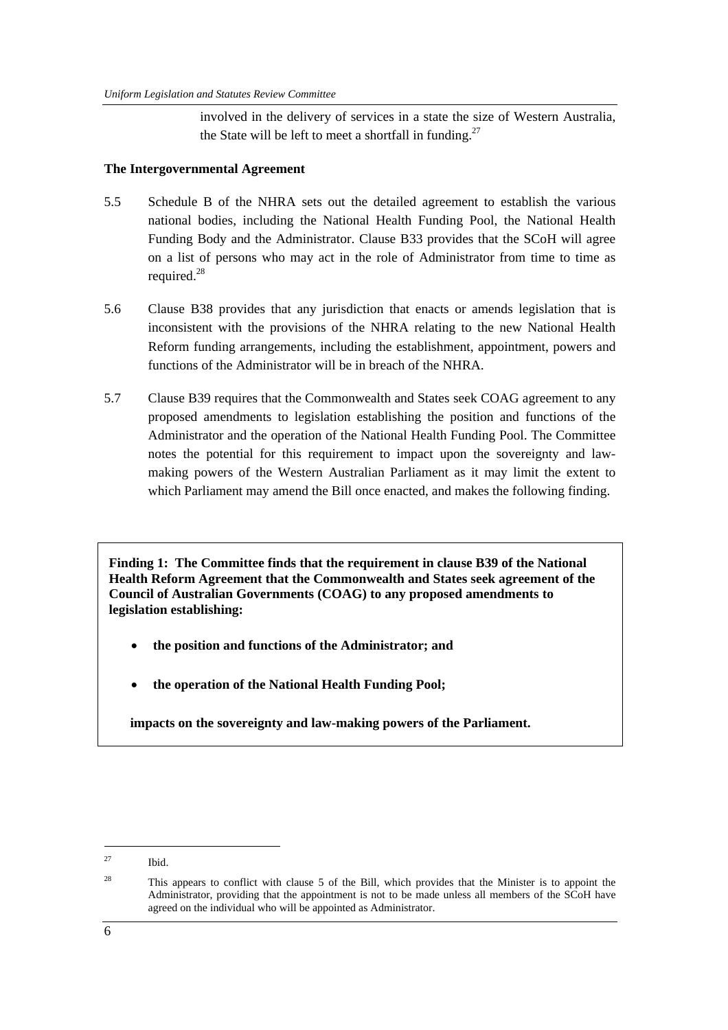involved in the delivery of services in a state the size of Western Australia, the State will be left to meet a shortfall in funding.[27]

**The Intergovernmental Agreement**

5.5 Schedule B of the NHRA sets out the detailed agreement to establish the various national bodies, including the National Health Funding Pool, the National Health Funding Body and the Administrator. Clause B33 provides that the SCoH will agree on a list of persons who may act in the role of Administrator from time to time as required.[28]

5.6 Clause B38 provides that any jurisdiction that enacts or amends legislation that is inconsistent with the provisions of the NHRA relating to the new National Health Reform funding arrangements, including the establishment, appointment, powers and functions of the Administrator will be in breach of the NHRA.

5.7 Clause B39 requires that the Commonwealth and States seek COAG agreement to any proposed amendments to legislation establishing the position and functions of the Administrator and the operation of the National Health Funding Pool. The Committee notes the potential for this requirement to impact upon the sovereignty and law-making powers of the Western Australian Parliament as it may limit the extent to which Parliament may amend the Bill once enacted, and makes the following finding.

> **Finding 1: The Committee finds that the requirement in clause B39 of the National Health Reform Agreement that the Commonwealth and States seek agreement of the Council of Australian Governments (COAG) to any proposed amendments to legislation establishing:**
>
> - **the position and functions of the Administrator; and**
> - **the operation of the National Health Funding Pool;**
>
> **impacts on the sovereignty and law-making powers of the Parliament.**

---

[27] Ibid.

[28] This appears to conflict with clause 5 of the Bill, which provides that the Minister is to appoint the Administrator, providing that the appointment is not to be made unless all members of the SCoH have agreed on the individual who will be appointed as Administrator.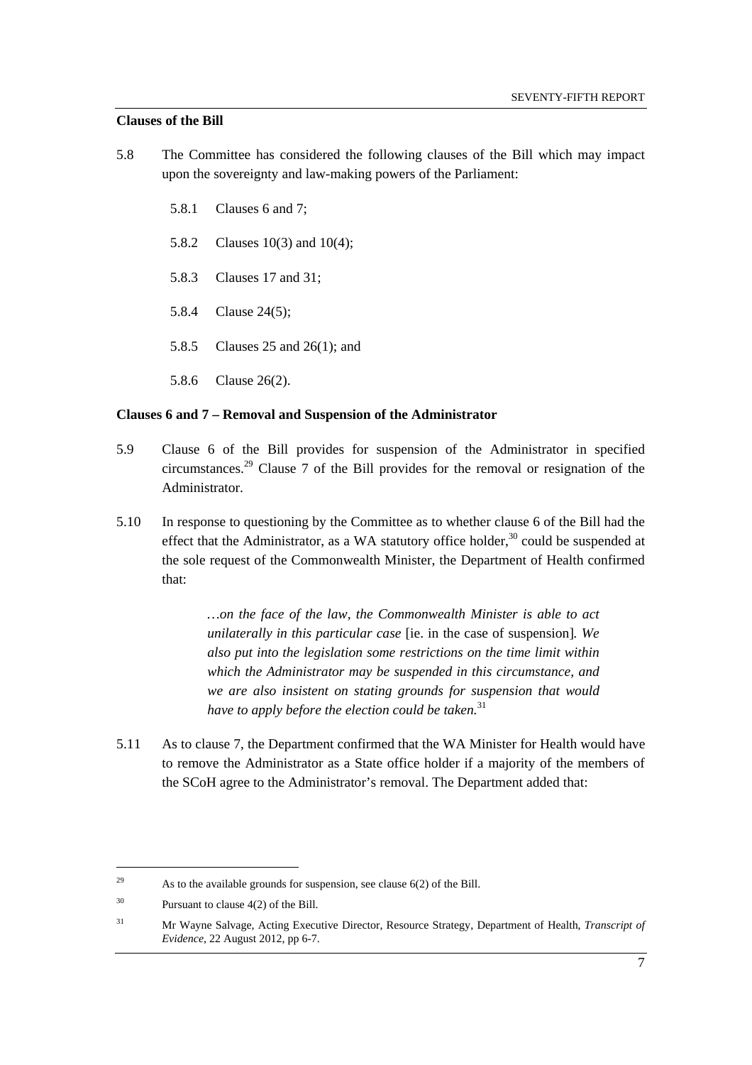**Clauses of the Bill**

5.8 The Committee has considered the following clauses of the Bill which may impact upon the sovereignty and law-making powers of the Parliament:

5.8.1 Clauses 6 and 7;

5.8.2 Clauses 10(3) and 10(4);

5.8.3 Clauses 17 and 31;

5.8.4 Clause 24(5);

5.8.5 Clauses 25 and 26(1); and

5.8.6 Clause 26(2).

**Clauses 6 and 7 – Removal and Suspension of the Administrator**

5.9 Clause 6 of the Bill provides for suspension of the Administrator in specified circumstances.[29] Clause 7 of the Bill provides for the removal or resignation of the Administrator.

5.10 In response to questioning by the Committee as to whether clause 6 of the Bill had the effect that the Administrator, as a WA statutory office holder,[30] could be suspended at the sole request of the Commonwealth Minister, the Department of Health confirmed that:

> *…on the face of the law, the Commonwealth Minister is able to act unilaterally in this particular case* [ie. in the case of suspension]*. We also put into the legislation some restrictions on the time limit within which the Administrator may be suspended in this circumstance, and we are also insistent on stating grounds for suspension that would have to apply before the election could be taken.*[31]

5.11 As to clause 7, the Department confirmed that the WA Minister for Health would have to remove the Administrator as a State office holder if a majority of the members of the SCoH agree to the Administrator's removal. The Department added that:

---

[29] As to the available grounds for suspension, see clause 6(2) of the Bill.

[30] Pursuant to clause 4(2) of the Bill.

[31] Mr Wayne Salvage, Acting Executive Director, Resource Strategy, Department of Health, *Transcript of Evidence*, 22 August 2012, pp 6-7.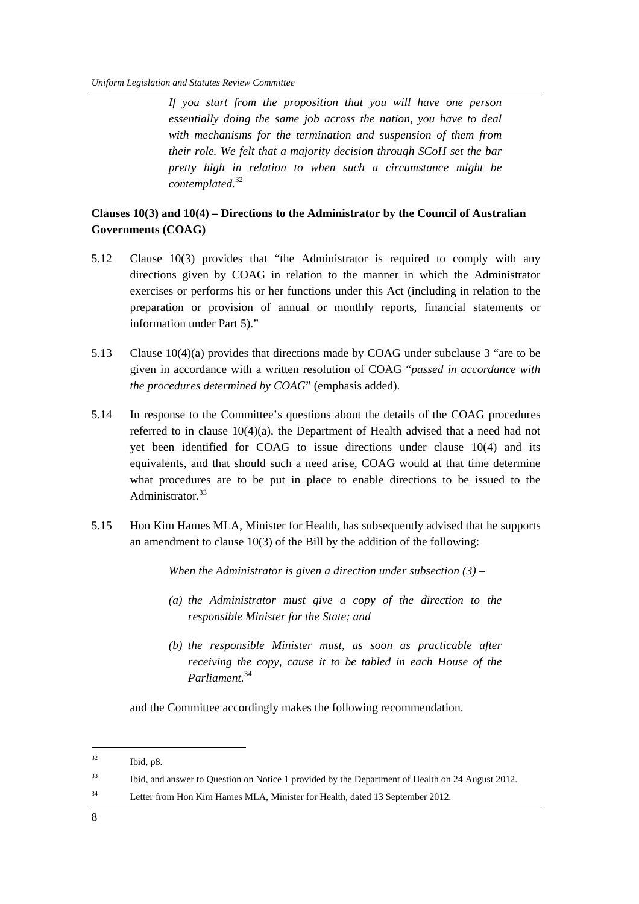> *If you start from the proposition that you will have one person essentially doing the same job across the nation, you have to deal with mechanisms for the termination and suspension of them from their role. We felt that a majority decision through SCoH set the bar pretty high in relation to when such a circumstance might be contemplated.*[32]

**Clauses 10(3) and 10(4) – Directions to the Administrator by the Council of Australian Governments (COAG)**

5.12 Clause 10(3) provides that "the Administrator is required to comply with any directions given by COAG in relation to the manner in which the Administrator exercises or performs his or her functions under this Act (including in relation to the preparation or provision of annual or monthly reports, financial statements or information under Part 5)."

5.13 Clause 10(4)(a) provides that directions made by COAG under subclause 3 "are to be given in accordance with a written resolution of COAG "*passed in accordance with the procedures determined by COAG*" (emphasis added).

5.14 In response to the Committee's questions about the details of the COAG procedures referred to in clause 10(4)(a), the Department of Health advised that a need had not yet been identified for COAG to issue directions under clause 10(4) and its equivalents, and that should such a need arise, COAG would at that time determine what procedures are to be put in place to enable directions to be issued to the Administrator.[33]

5.15 Hon Kim Hames MLA, Minister for Health, has subsequently advised that he supports an amendment to clause 10(3) of the Bill by the addition of the following:

> *When the Administrator is given a direction under subsection (3) –*
>
> *(a) the Administrator must give a copy of the direction to the responsible Minister for the State; and*
>
> *(b) the responsible Minister must, as soon as practicable after receiving the copy, cause it to be tabled in each House of the Parliament.*[34]

and the Committee accordingly makes the following recommendation.

---

[32] Ibid, p8.

[33] Ibid, and answer to Question on Notice 1 provided by the Department of Health on 24 August 2012.

[34] Letter from Hon Kim Hames MLA, Minister for Health, dated 13 September 2012.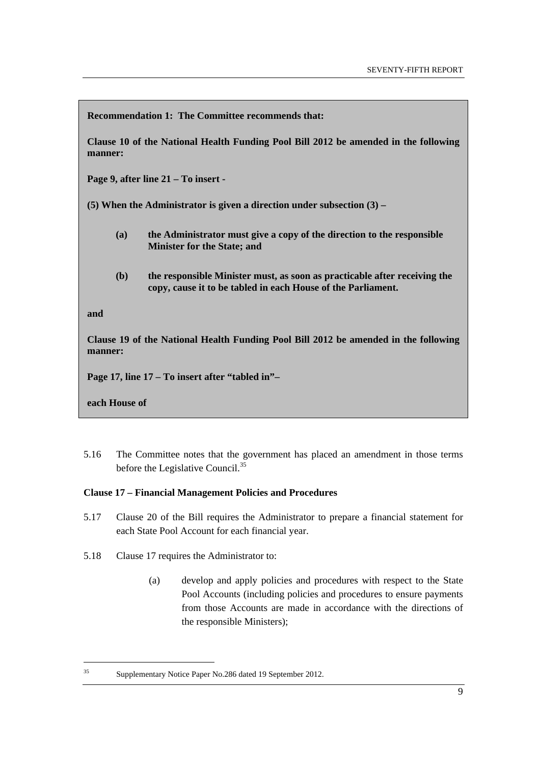**Recommendation 1: The Committee recommends that:**

**Clause 10 of the National Health Funding Pool Bill 2012 be amended in the following manner:**

**Page 9, after line 21 – To insert -**

**(5) When the Administrator is given a direction under subsection (3) –**

> **(a) the Administrator must give a copy of the direction to the responsible Minister for the State; and**
>
> **(b) the responsible Minister must, as soon as practicable after receiving the copy, cause it to be tabled in each House of the Parliament.**

**and**

**Clause 19 of the National Health Funding Pool Bill 2012 be amended in the following manner:**

**Page 17, line 17 – To insert after "tabled in"–**

**each House of**

5.16 The Committee notes that the government has placed an amendment in those terms before the Legislative Council.[35]

**Clause 17 – Financial Management Policies and Procedures**

5.17 Clause 20 of the Bill requires the Administrator to prepare a financial statement for each State Pool Account for each financial year.

5.18 Clause 17 requires the Administrator to:

> (a) develop and apply policies and procedures with respect to the State Pool Accounts (including policies and procedures to ensure payments from those Accounts are made in accordance with the directions of the responsible Ministers);

[35] Supplementary Notice Paper No.286 dated 19 September 2012.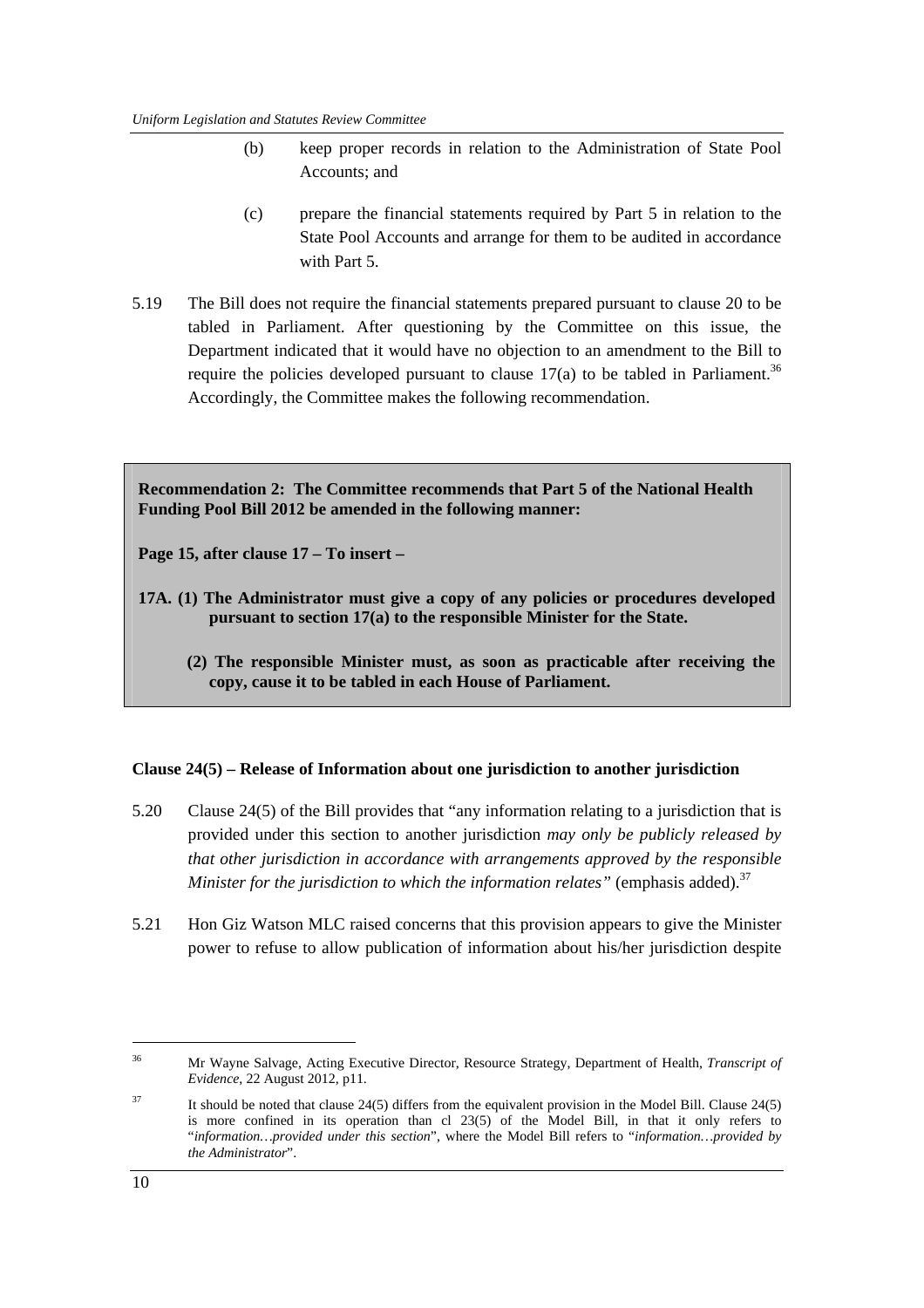(b) keep proper records in relation to the Administration of State Pool Accounts; and

(c) prepare the financial statements required by Part 5 in relation to the State Pool Accounts and arrange for them to be audited in accordance with Part 5.

5.19 The Bill does not require the financial statements prepared pursuant to clause 20 to be tabled in Parliament. After questioning by the Committee on this issue, the Department indicated that it would have no objection to an amendment to the Bill to require the policies developed pursuant to clause 17(a) to be tabled in Parliament.[36] Accordingly, the Committee makes the following recommendation.

**Recommendation 2: The Committee recommends that Part 5 of the National Health Funding Pool Bill 2012 be amended in the following manner:**

**Page 15, after clause 17 – To insert –**

**17A. (1) The Administrator must give a copy of any policies or procedures developed pursuant to section 17(a) to the responsible Minister for the State.**

**(2) The responsible Minister must, as soon as practicable after receiving the copy, cause it to be tabled in each House of Parliament.**

**Clause 24(5) – Release of Information about one jurisdiction to another jurisdiction**

5.20 Clause 24(5) of the Bill provides that "any information relating to a jurisdiction that is provided under this section to another jurisdiction *may only be publicly released by that other jurisdiction in accordance with arrangements approved by the responsible Minister for the jurisdiction to which the information relates"* (emphasis added).[37]

5.21 Hon Giz Watson MLC raised concerns that this provision appears to give the Minister power to refuse to allow publication of information about his/her jurisdiction despite

---

[36] Mr Wayne Salvage, Acting Executive Director, Resource Strategy, Department of Health, *Transcript of Evidence*, 22 August 2012, p11.

[37] It should be noted that clause 24(5) differs from the equivalent provision in the Model Bill. Clause 24(5) is more confined in its operation than cl 23(5) of the Model Bill, in that it only refers to "*information…provided under this section*", where the Model Bill refers to "*information…provided by the Administrator*".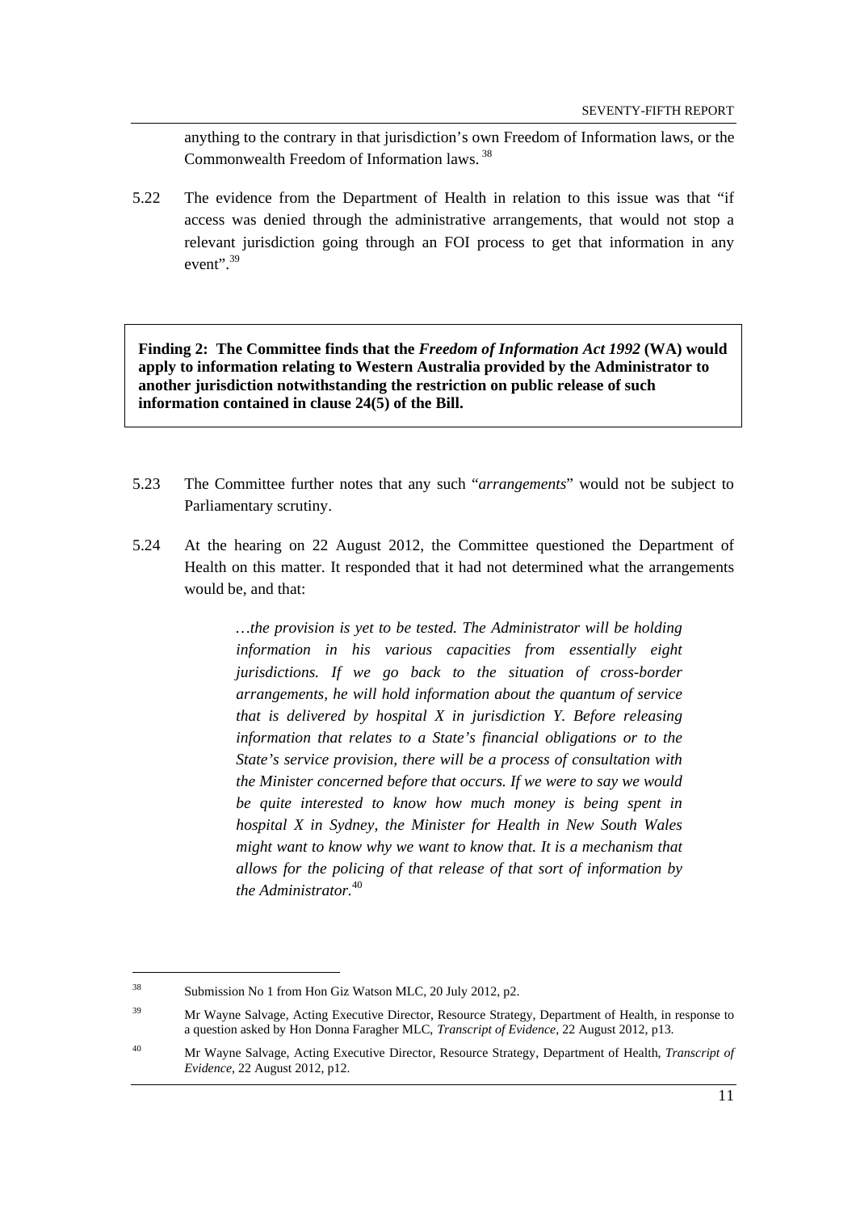anything to the contrary in that jurisdiction's own Freedom of Information laws, or the Commonwealth Freedom of Information laws.[38]

5.22 The evidence from the Department of Health in relation to this issue was that "if access was denied through the administrative arrangements, that would not stop a relevant jurisdiction going through an FOI process to get that information in any event".[39]

> **Finding 2: The Committee finds that the *Freedom of Information Act 1992* (WA) would apply to information relating to Western Australia provided by the Administrator to another jurisdiction notwithstanding the restriction on public release of such information contained in clause 24(5) of the Bill.**

5.23 The Committee further notes that any such "*arrangements*" would not be subject to Parliamentary scrutiny.

5.24 At the hearing on 22 August 2012, the Committee questioned the Department of Health on this matter. It responded that it had not determined what the arrangements would be, and that:

> *…the provision is yet to be tested. The Administrator will be holding information in his various capacities from essentially eight jurisdictions. If we go back to the situation of cross-border arrangements, he will hold information about the quantum of service that is delivered by hospital X in jurisdiction Y. Before releasing information that relates to a State's financial obligations or to the State's service provision, there will be a process of consultation with the Minister concerned before that occurs. If we were to say we would be quite interested to know how much money is being spent in hospital X in Sydney, the Minister for Health in New South Wales might want to know why we want to know that. It is a mechanism that allows for the policing of that release of that sort of information by the Administrator.*[40]

---

[38] Submission No 1 from Hon Giz Watson MLC, 20 July 2012, p2.

[39] Mr Wayne Salvage, Acting Executive Director, Resource Strategy, Department of Health, in response to a question asked by Hon Donna Faragher MLC, *Transcript of Evidence*, 22 August 2012, p13.

[40] Mr Wayne Salvage, Acting Executive Director, Resource Strategy, Department of Health, *Transcript of Evidence*, 22 August 2012, p12.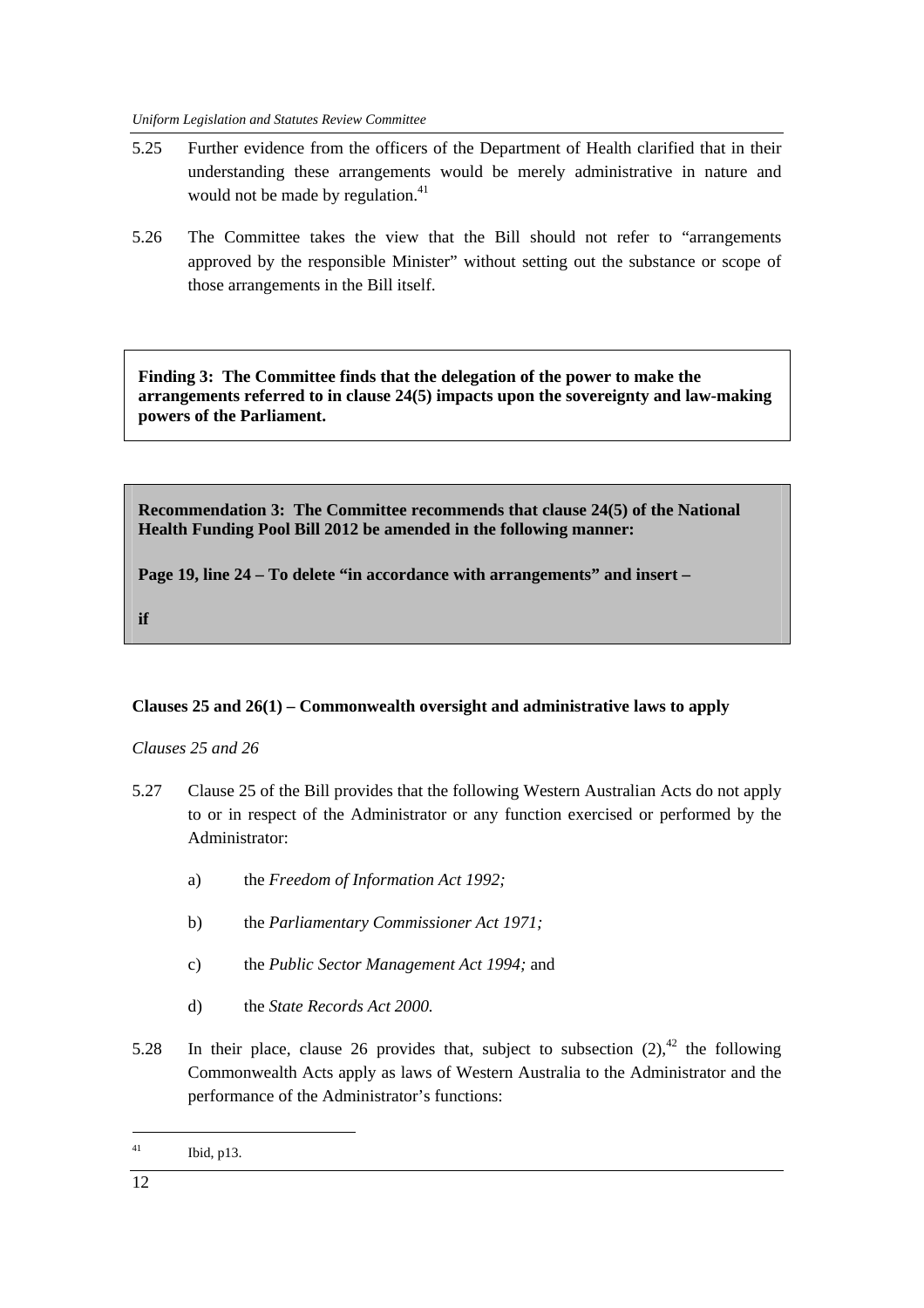5.25 Further evidence from the officers of the Department of Health clarified that in their understanding these arrangements would be merely administrative in nature and would not be made by regulation.[41]

5.26 The Committee takes the view that the Bill should not refer to "arrangements approved by the responsible Minister" without setting out the substance or scope of those arrangements in the Bill itself.

**Finding 3: The Committee finds that the delegation of the power to make the arrangements referred to in clause 24(5) impacts upon the sovereignty and law-making powers of the Parliament.**

**Recommendation 3: The Committee recommends that clause 24(5) of the National Health Funding Pool Bill 2012 be amended in the following manner:**

**Page 19, line 24 – To delete "in accordance with arrangements" and insert –**

**if**

**Clauses 25 and 26(1) – Commonwealth oversight and administrative laws to apply**

*Clauses 25 and 26*

5.27 Clause 25 of the Bill provides that the following Western Australian Acts do not apply to or in respect of the Administrator or any function exercised or performed by the Administrator:

a) the *Freedom of Information Act 1992;*

b) the *Parliamentary Commissioner Act 1971;*

c) the *Public Sector Management Act 1994;* and

d) the *State Records Act 2000.*

5.28 In their place, clause 26 provides that, subject to subsection (2),[42] the following Commonwealth Acts apply as laws of Western Australia to the Administrator and the performance of the Administrator's functions:

[41] Ibid, p13.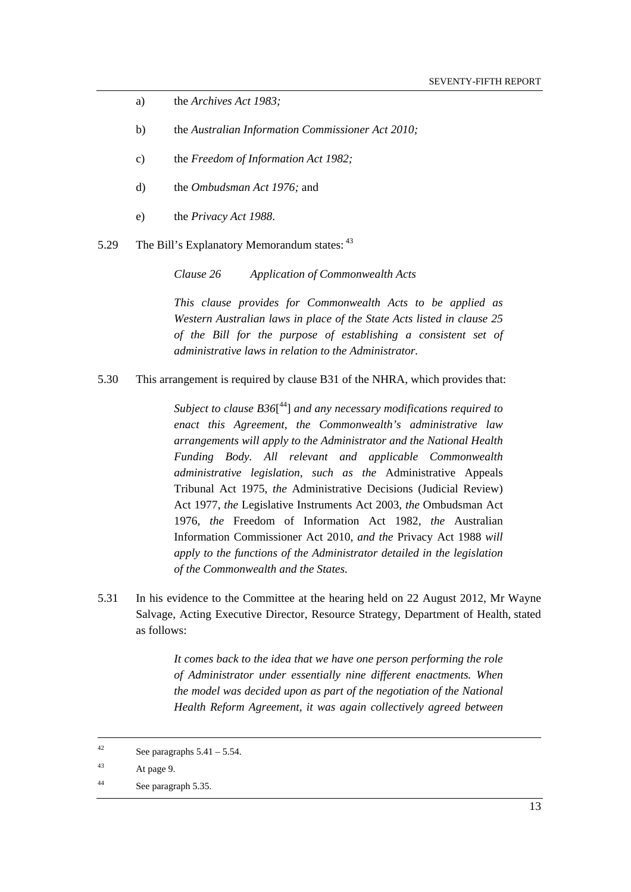a) the *Archives Act 1983;*

b) the *Australian Information Commissioner Act 2010;*

c) the *Freedom of Information Act 1982;*

d) the *Ombudsman Act 1976;* and

e) the *Privacy Act 1988*.

5.29 The Bill's Explanatory Memorandum states: [43]

> *Clause 26 Application of Commonwealth Acts*
>
> *This clause provides for Commonwealth Acts to be applied as Western Australian laws in place of the State Acts listed in clause 25 of the Bill for the purpose of establishing a consistent set of administrative laws in relation to the Administrator.*

5.30 This arrangement is required by clause B31 of the NHRA, which provides that:

> *Subject to clause B36*[[44]] *and any necessary modifications required to enact this Agreement, the Commonwealth's administrative law arrangements will apply to the Administrator and the National Health Funding Body. All relevant and applicable Commonwealth administrative legislation, such as the* Administrative Appeals Tribunal Act 1975, *the* Administrative Decisions (Judicial Review) Act 1977, *the* Legislative Instruments Act 2003, *the* Ombudsman Act 1976, *the* Freedom of Information Act 1982, *the* Australian Information Commissioner Act 2010, *and the* Privacy Act 1988 *will apply to the functions of the Administrator detailed in the legislation of the Commonwealth and the States.*

5.31 In his evidence to the Committee at the hearing held on 22 August 2012, Mr Wayne Salvage, Acting Executive Director, Resource Strategy, Department of Health, stated as follows:

> *It comes back to the idea that we have one person performing the role of Administrator under essentially nine different enactments. When the model was decided upon as part of the negotiation of the National Health Reform Agreement, it was again collectively agreed between*

---

[42] See paragraphs 5.41 – 5.54.

[43] At page 9.

[44] See paragraph 5.35.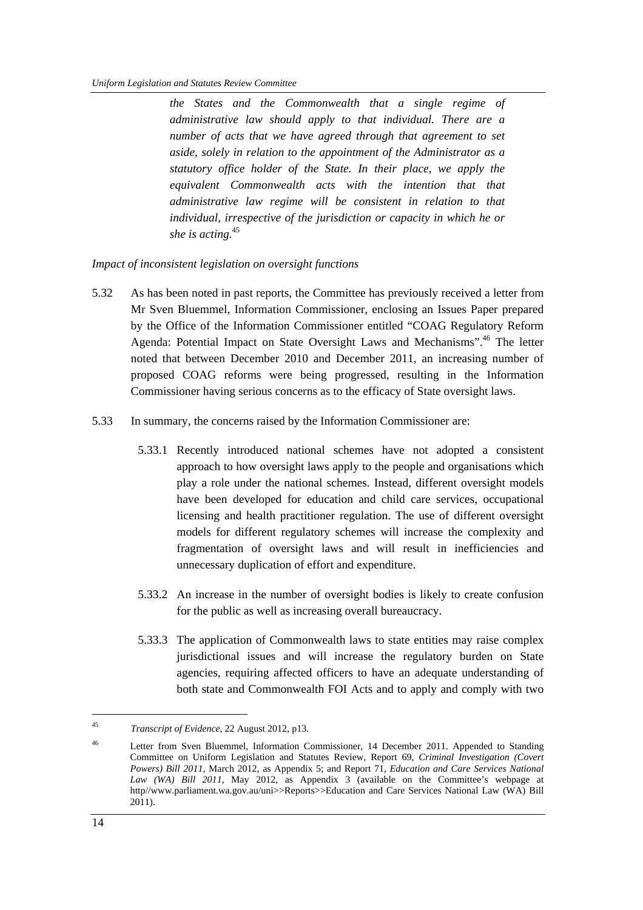*the States and the Commonwealth that a single regime of administrative law should apply to that individual. There are a number of acts that we have agreed through that agreement to set aside, solely in relation to the appointment of the Administrator as a statutory office holder of the State. In their place, we apply the equivalent Commonwealth acts with the intention that that administrative law regime will be consistent in relation to that individual, irrespective of the jurisdiction or capacity in which he or she is acting.*[45]

*Impact of inconsistent legislation on oversight functions*

5.32 As has been noted in past reports, the Committee has previously received a letter from Mr Sven Bluemmel, Information Commissioner, enclosing an Issues Paper prepared by the Office of the Information Commissioner entitled "COAG Regulatory Reform Agenda: Potential Impact on State Oversight Laws and Mechanisms".[46] The letter noted that between December 2010 and December 2011, an increasing number of proposed COAG reforms were being progressed, resulting in the Information Commissioner having serious concerns as to the efficacy of State oversight laws.

5.33 In summary, the concerns raised by the Information Commissioner are:

5.33.1 Recently introduced national schemes have not adopted a consistent approach to how oversight laws apply to the people and organisations which play a role under the national schemes. Instead, different oversight models have been developed for education and child care services, occupational licensing and health practitioner regulation. The use of different oversight models for different regulatory schemes will increase the complexity and fragmentation of oversight laws and will result in inefficiencies and unnecessary duplication of effort and expenditure.

5.33.2 An increase in the number of oversight bodies is likely to create confusion for the public as well as increasing overall bureaucracy.

5.33.3 The application of Commonwealth laws to state entities may raise complex jurisdictional issues and will increase the regulatory burden on State agencies, requiring affected officers to have an adequate understanding of both state and Commonwealth FOI Acts and to apply and comply with two

---

[45] *Transcript of Evidence*, 22 August 2012, p13.

[46] Letter from Sven Bluemmel, Information Commissioner, 14 December 2011. Appended to Standing Committee on Uniform Legislation and Statutes Review, Report 69, *Criminal Investigation (Covert Powers) Bill 2011*, March 2012, as Appendix 5; and Report 71, *Education and Care Services National Law (WA) Bill 2011*, May 2012, as Appendix 3 (available on the Committee's webpage at http//www.parliament.wa.gov.au/uni>>Reports>>Education and Care Services National Law (WA) Bill 2011).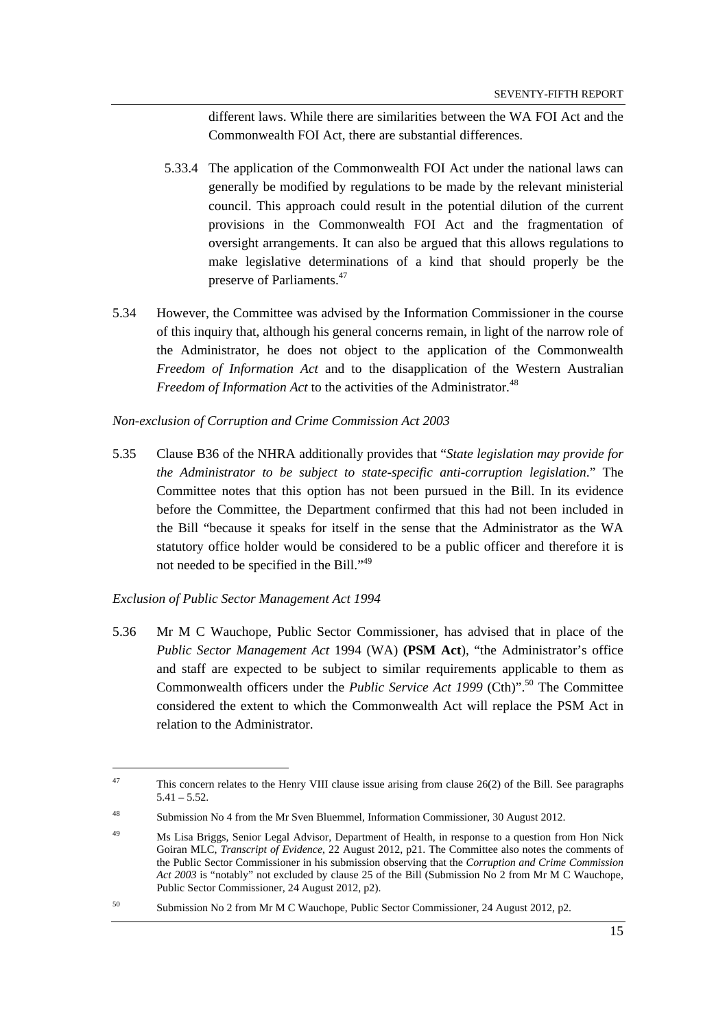different laws. While there are similarities between the WA FOI Act and the Commonwealth FOI Act, there are substantial differences.

5.33.4 The application of the Commonwealth FOI Act under the national laws can generally be modified by regulations to be made by the relevant ministerial council. This approach could result in the potential dilution of the current provisions in the Commonwealth FOI Act and the fragmentation of oversight arrangements. It can also be argued that this allows regulations to make legislative determinations of a kind that should properly be the preserve of Parliaments.[47]

5.34 However, the Committee was advised by the Information Commissioner in the course of this inquiry that, although his general concerns remain, in light of the narrow role of the Administrator, he does not object to the application of the Commonwealth *Freedom of Information Act* and to the disapplication of the Western Australian *Freedom of Information Act* to the activities of the Administrator.[48]

*Non-exclusion of Corruption and Crime Commission Act 2003*

5.35 Clause B36 of the NHRA additionally provides that "*State legislation may provide for the Administrator to be subject to state-specific anti-corruption legislation*." The Committee notes that this option has not been pursued in the Bill. In its evidence before the Committee, the Department confirmed that this had not been included in the Bill "because it speaks for itself in the sense that the Administrator as the WA statutory office holder would be considered to be a public officer and therefore it is not needed to be specified in the Bill."[49]

*Exclusion of Public Sector Management Act 1994*

5.36 Mr M C Wauchope, Public Sector Commissioner, has advised that in place of the *Public Sector Management Act* 1994 (WA) **(PSM Act**), "the Administrator's office and staff are expected to be subject to similar requirements applicable to them as Commonwealth officers under the *Public Service Act 1999* (Cth)".[50] The Committee considered the extent to which the Commonwealth Act will replace the PSM Act in relation to the Administrator.

---

[47] This concern relates to the Henry VIII clause issue arising from clause 26(2) of the Bill. See paragraphs 5.41 – 5.52.

[48] Submission No 4 from the Mr Sven Bluemmel, Information Commissioner, 30 August 2012.

[49] Ms Lisa Briggs, Senior Legal Advisor, Department of Health, in response to a question from Hon Nick Goiran MLC, *Transcript of Evidence*, 22 August 2012, p21. The Committee also notes the comments of the Public Sector Commissioner in his submission observing that the *Corruption and Crime Commission Act 2003* is "notably" not excluded by clause 25 of the Bill (Submission No 2 from Mr M C Wauchope, Public Sector Commissioner, 24 August 2012, p2).

[50] Submission No 2 from Mr M C Wauchope, Public Sector Commissioner, 24 August 2012, p2.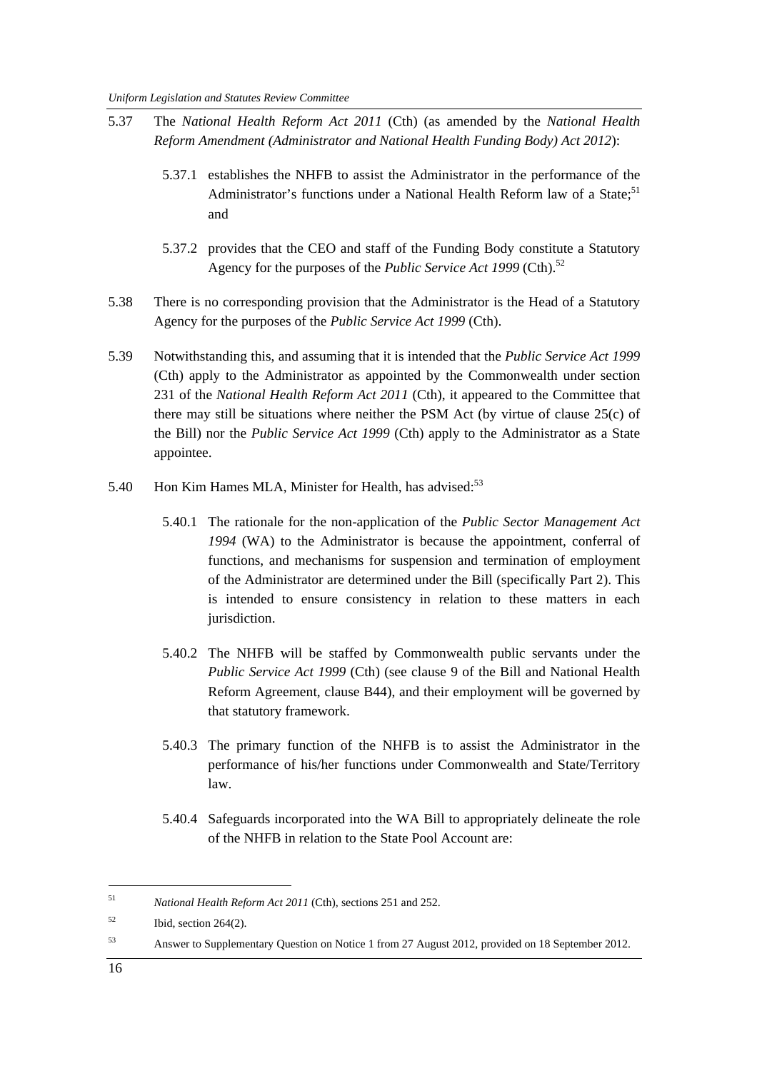5.37 The *National Health Reform Act 2011* (Cth) (as amended by the *National Health Reform Amendment (Administrator and National Health Funding Body) Act 2012*):

5.37.1 establishes the NHFB to assist the Administrator in the performance of the Administrator's functions under a National Health Reform law of a State;[51] and

5.37.2 provides that the CEO and staff of the Funding Body constitute a Statutory Agency for the purposes of the *Public Service Act 1999* (Cth).[52]

5.38 There is no corresponding provision that the Administrator is the Head of a Statutory Agency for the purposes of the *Public Service Act 1999* (Cth).

5.39 Notwithstanding this, and assuming that it is intended that the *Public Service Act 1999* (Cth) apply to the Administrator as appointed by the Commonwealth under section 231 of the *National Health Reform Act 2011* (Cth), it appeared to the Committee that there may still be situations where neither the PSM Act (by virtue of clause 25(c) of the Bill) nor the *Public Service Act 1999* (Cth) apply to the Administrator as a State appointee.

5.40 Hon Kim Hames MLA, Minister for Health, has advised:[53]

5.40.1 The rationale for the non-application of the *Public Sector Management Act 1994* (WA) to the Administrator is because the appointment, conferral of functions, and mechanisms for suspension and termination of employment of the Administrator are determined under the Bill (specifically Part 2). This is intended to ensure consistency in relation to these matters in each jurisdiction.

5.40.2 The NHFB will be staffed by Commonwealth public servants under the *Public Service Act 1999* (Cth) (see clause 9 of the Bill and National Health Reform Agreement, clause B44), and their employment will be governed by that statutory framework.

5.40.3 The primary function of the NHFB is to assist the Administrator in the performance of his/her functions under Commonwealth and State/Territory law.

5.40.4 Safeguards incorporated into the WA Bill to appropriately delineate the role of the NHFB in relation to the State Pool Account are:

---

[51] *National Health Reform Act 2011* (Cth), sections 251 and 252.

[52] Ibid, section 264(2).

[53] Answer to Supplementary Question on Notice 1 from 27 August 2012, provided on 18 September 2012.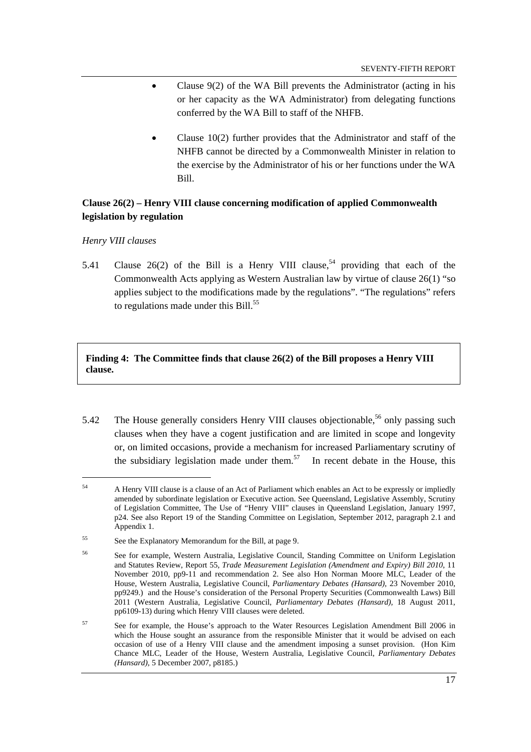- Clause 9(2) of the WA Bill prevents the Administrator (acting in his or her capacity as the WA Administrator) from delegating functions conferred by the WA Bill to staff of the NHFB.

- Clause 10(2) further provides that the Administrator and staff of the NHFB cannot be directed by a Commonwealth Minister in relation to the exercise by the Administrator of his or her functions under the WA Bill.

**Clause 26(2) – Henry VIII clause concerning modification of applied Commonwealth legislation by regulation**

*Henry VIII clauses*

5.41 Clause 26(2) of the Bill is a Henry VIII clause,[54] providing that each of the Commonwealth Acts applying as Western Australian law by virtue of clause 26(1) "so applies subject to the modifications made by the regulations". "The regulations" refers to regulations made under this Bill.[55]

> **Finding 4: The Committee finds that clause 26(2) of the Bill proposes a Henry VIII clause.**

5.42 The House generally considers Henry VIII clauses objectionable,[56] only passing such clauses when they have a cogent justification and are limited in scope and longevity or, on limited occasions, provide a mechanism for increased Parliamentary scrutiny of the subsidiary legislation made under them.[57] In recent debate in the House, this

---

[54] A Henry VIII clause is a clause of an Act of Parliament which enables an Act to be expressly or impliedly amended by subordinate legislation or Executive action. See Queensland, Legislative Assembly, Scrutiny of Legislation Committee, The Use of "Henry VIII" clauses in Queensland Legislation, January 1997, p24. See also Report 19 of the Standing Committee on Legislation, September 2012, paragraph 2.1 and Appendix 1.

[55] See the Explanatory Memorandum for the Bill, at page 9.

[56] See for example, Western Australia, Legislative Council, Standing Committee on Uniform Legislation and Statutes Review, Report 55, *Trade Measurement Legislation (Amendment and Expiry) Bill 2010*, 11 November 2010, pp9-11 and recommendation 2. See also Hon Norman Moore MLC, Leader of the House, Western Australia, Legislative Council, *Parliamentary Debates (Hansard)*, 23 November 2010, pp9249.) and the House's consideration of the Personal Property Securities (Commonwealth Laws) Bill 2011 (Western Australia, Legislative Council, *Parliamentary Debates (Hansard)*, 18 August 2011, pp6109-13) during which Henry VIII clauses were deleted.

[57] See for example, the House's approach to the Water Resources Legislation Amendment Bill 2006 in which the House sought an assurance from the responsible Minister that it would be advised on each occasion of use of a Henry VIII clause and the amendment imposing a sunset provision. (Hon Kim Chance MLC, Leader of the House, Western Australia, Legislative Council, *Parliamentary Debates (Hansard)*, 5 December 2007, p8185.)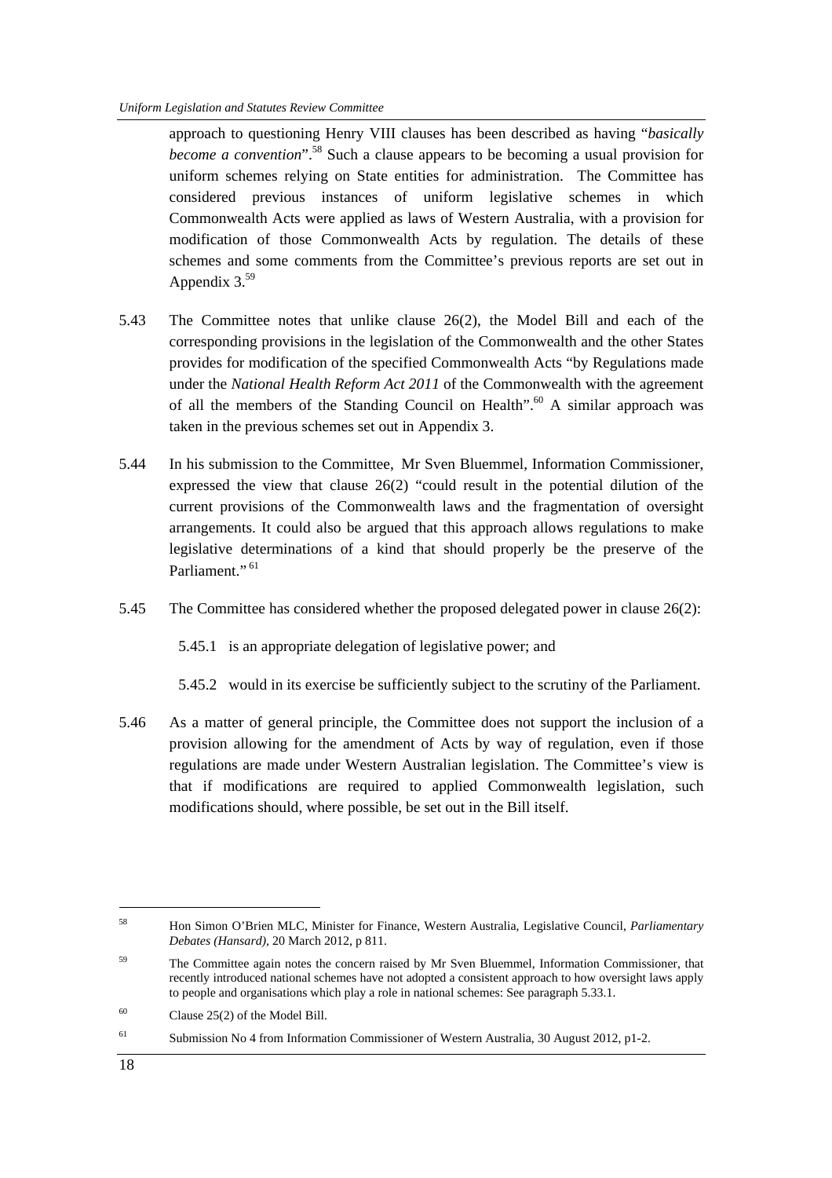approach to questioning Henry VIII clauses has been described as having "*basically become a convention*".[58] Such a clause appears to be becoming a usual provision for uniform schemes relying on State entities for administration. The Committee has considered previous instances of uniform legislative schemes in which Commonwealth Acts were applied as laws of Western Australia, with a provision for modification of those Commonwealth Acts by regulation. The details of these schemes and some comments from the Committee's previous reports are set out in Appendix 3.[59]

5.43 The Committee notes that unlike clause 26(2), the Model Bill and each of the corresponding provisions in the legislation of the Commonwealth and the other States provides for modification of the specified Commonwealth Acts "by Regulations made under the *National Health Reform Act 2011* of the Commonwealth with the agreement of all the members of the Standing Council on Health".[60] A similar approach was taken in the previous schemes set out in Appendix 3.

5.44 In his submission to the Committee, Mr Sven Bluemmel, Information Commissioner, expressed the view that clause 26(2) "could result in the potential dilution of the current provisions of the Commonwealth laws and the fragmentation of oversight arrangements. It could also be argued that this approach allows regulations to make legislative determinations of a kind that should properly be the preserve of the Parliament." [61]

5.45 The Committee has considered whether the proposed delegated power in clause 26(2):

5.45.1 is an appropriate delegation of legislative power; and

5.45.2 would in its exercise be sufficiently subject to the scrutiny of the Parliament.

5.46 As a matter of general principle, the Committee does not support the inclusion of a provision allowing for the amendment of Acts by way of regulation, even if those regulations are made under Western Australian legislation. The Committee's view is that if modifications are required to applied Commonwealth legislation, such modifications should, where possible, be set out in the Bill itself.

---

[58] Hon Simon O'Brien MLC, Minister for Finance, Western Australia, Legislative Council, *Parliamentary Debates (Hansard)*, 20 March 2012, p 811.

[59] The Committee again notes the concern raised by Mr Sven Bluemmel, Information Commissioner, that recently introduced national schemes have not adopted a consistent approach to how oversight laws apply to people and organisations which play a role in national schemes: See paragraph 5.33.1.

[60] Clause 25(2) of the Model Bill.

[61] Submission No 4 from Information Commissioner of Western Australia, 30 August 2012, p1-2.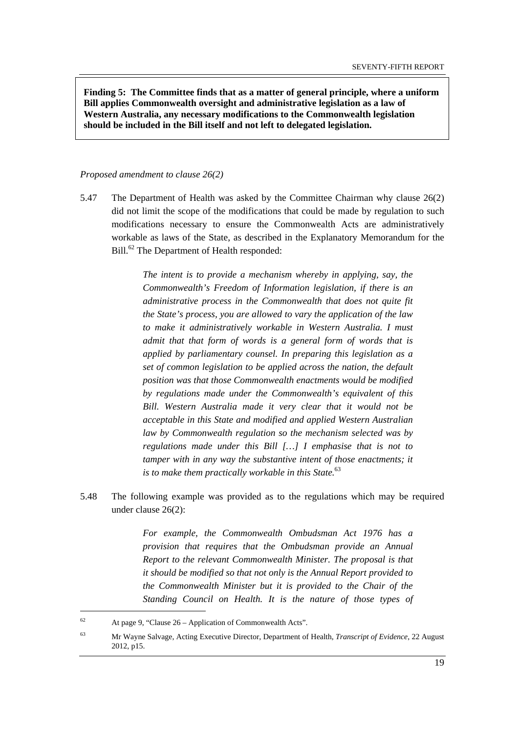**Finding 5: The Committee finds that as a matter of general principle, where a uniform Bill applies Commonwealth oversight and administrative legislation as a law of Western Australia, any necessary modifications to the Commonwealth legislation should be included in the Bill itself and not left to delegated legislation.**

*Proposed amendment to clause 26(2)*

5.47 The Department of Health was asked by the Committee Chairman why clause 26(2) did not limit the scope of the modifications that could be made by regulation to such modifications necessary to ensure the Commonwealth Acts are administratively workable as laws of the State, as described in the Explanatory Memorandum for the Bill.[62] The Department of Health responded:

> *The intent is to provide a mechanism whereby in applying, say, the Commonwealth's Freedom of Information legislation, if there is an administrative process in the Commonwealth that does not quite fit the State's process, you are allowed to vary the application of the law to make it administratively workable in Western Australia. I must admit that that form of words is a general form of words that is applied by parliamentary counsel. In preparing this legislation as a set of common legislation to be applied across the nation, the default position was that those Commonwealth enactments would be modified by regulations made under the Commonwealth's equivalent of this Bill. Western Australia made it very clear that it would not be acceptable in this State and modified and applied Western Australian law by Commonwealth regulation so the mechanism selected was by regulations made under this Bill […] I emphasise that is not to tamper with in any way the substantive intent of those enactments; it is to make them practically workable in this State.*[63]

5.48 The following example was provided as to the regulations which may be required under clause 26(2):

> *For example, the Commonwealth Ombudsman Act 1976 has a provision that requires that the Ombudsman provide an Annual Report to the relevant Commonwealth Minister. The proposal is that it should be modified so that not only is the Annual Report provided to the Commonwealth Minister but it is provided to the Chair of the Standing Council on Health. It is the nature of those types of*

---

[62] At page 9, "Clause 26 – Application of Commonwealth Acts".

[63] Mr Wayne Salvage, Acting Executive Director, Department of Health, *Transcript of Evidence*, 22 August 2012, p15.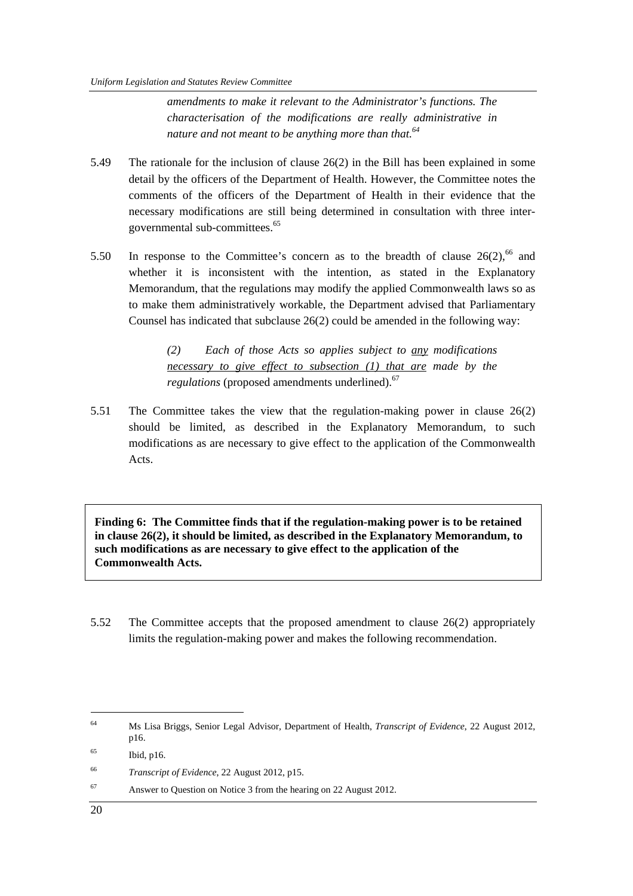> *amendments to make it relevant to the Administrator's functions. The characterisation of the modifications are really administrative in nature and not meant to be anything more than that.*[64]

5.49 The rationale for the inclusion of clause 26(2) in the Bill has been explained in some detail by the officers of the Department of Health. However, the Committee notes the comments of the officers of the Department of Health in their evidence that the necessary modifications are still being determined in consultation with three inter-governmental sub-committees.[65]

5.50 In response to the Committee's concern as to the breadth of clause 26(2),[66] and whether it is inconsistent with the intention, as stated in the Explanatory Memorandum, that the regulations may modify the applied Commonwealth laws so as to make them administratively workable, the Department advised that Parliamentary Counsel has indicated that subclause 26(2) could be amended in the following way:

> *(2) Each of those Acts so applies subject to <u>any</u> modifications <u>necessary to give effect to subsection (1) that are</u> made by the regulations* (proposed amendments underlined).[67]

5.51 The Committee takes the view that the regulation-making power in clause 26(2) should be limited, as described in the Explanatory Memorandum, to such modifications as are necessary to give effect to the application of the Commonwealth Acts.

**Finding 6: The Committee finds that if the regulation-making power is to be retained in clause 26(2), it should be limited, as described in the Explanatory Memorandum, to such modifications as are necessary to give effect to the application of the Commonwealth Acts.**

5.52 The Committee accepts that the proposed amendment to clause 26(2) appropriately limits the regulation-making power and makes the following recommendation.

---

[64] Ms Lisa Briggs, Senior Legal Advisor, Department of Health, *Transcript of Evidence*, 22 August 2012, p16.

[65] Ibid, p16.

[66] *Transcript of Evidence*, 22 August 2012, p15.

[67] Answer to Question on Notice 3 from the hearing on 22 August 2012.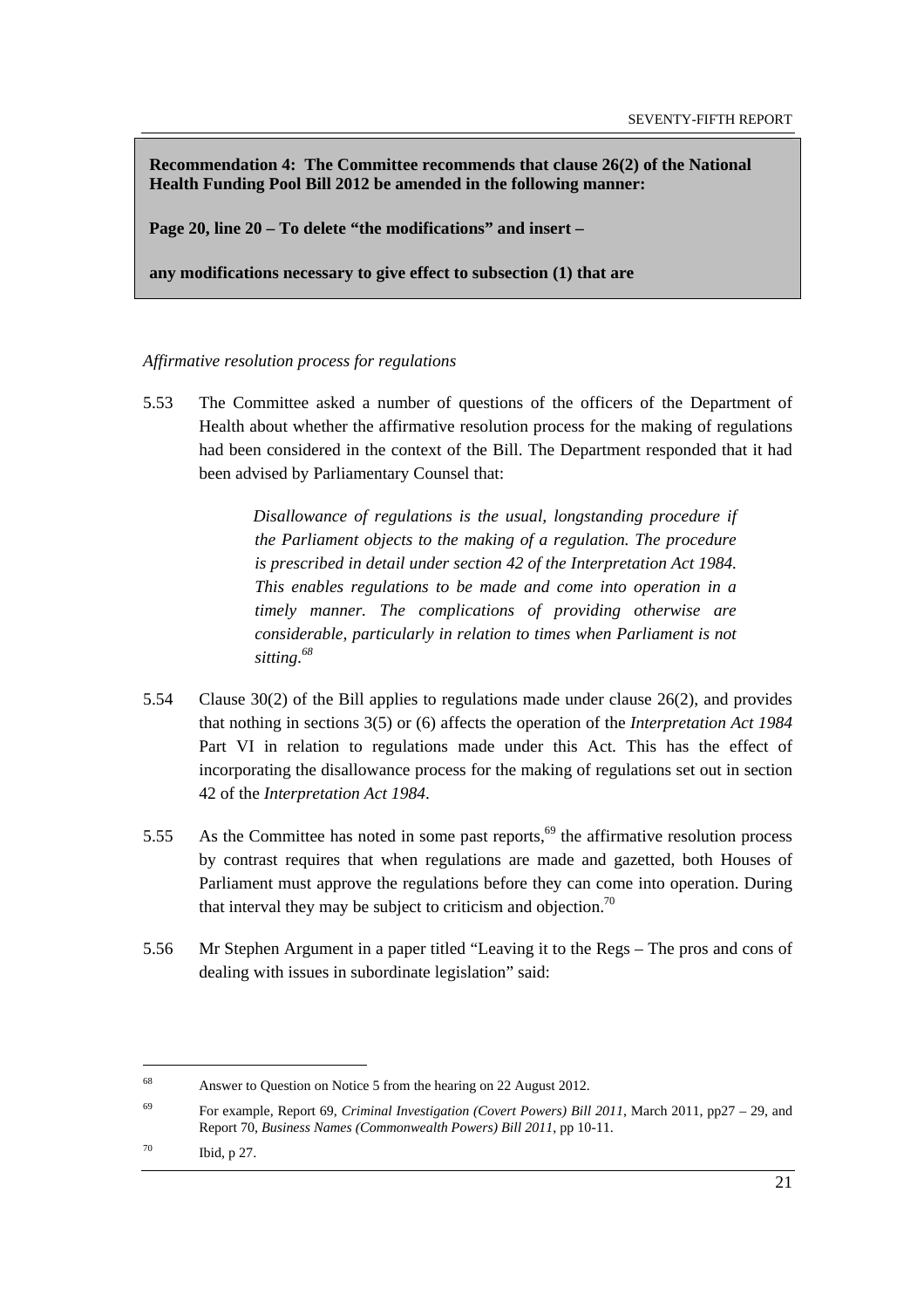**Recommendation 4: The Committee recommends that clause 26(2) of the National Health Funding Pool Bill 2012 be amended in the following manner:**

**Page 20, line 20 – To delete "the modifications" and insert –**

**any modifications necessary to give effect to subsection (1) that are**

*Affirmative resolution process for regulations*

5.53 The Committee asked a number of questions of the officers of the Department of Health about whether the affirmative resolution process for the making of regulations had been considered in the context of the Bill. The Department responded that it had been advised by Parliamentary Counsel that:

> *Disallowance of regulations is the usual, longstanding procedure if the Parliament objects to the making of a regulation. The procedure is prescribed in detail under section 42 of the Interpretation Act 1984. This enables regulations to be made and come into operation in a timely manner. The complications of providing otherwise are considerable, particularly in relation to times when Parliament is not sitting.*[68]

5.54 Clause 30(2) of the Bill applies to regulations made under clause 26(2), and provides that nothing in sections 3(5) or (6) affects the operation of the *Interpretation Act 1984* Part VI in relation to regulations made under this Act. This has the effect of incorporating the disallowance process for the making of regulations set out in section 42 of the *Interpretation Act 1984*.

5.55 As the Committee has noted in some past reports,[69] the affirmative resolution process by contrast requires that when regulations are made and gazetted, both Houses of Parliament must approve the regulations before they can come into operation. During that interval they may be subject to criticism and objection.[70]

5.56 Mr Stephen Argument in a paper titled "Leaving it to the Regs – The pros and cons of dealing with issues in subordinate legislation" said:

---

[68] Answer to Question on Notice 5 from the hearing on 22 August 2012.

[69] For example, Report 69, *Criminal Investigation (Covert Powers) Bill 2011*, March 2011, pp27 – 29, and Report 70, *Business Names (Commonwealth Powers) Bill 2011*, pp 10-11.

[70] Ibid, p 27.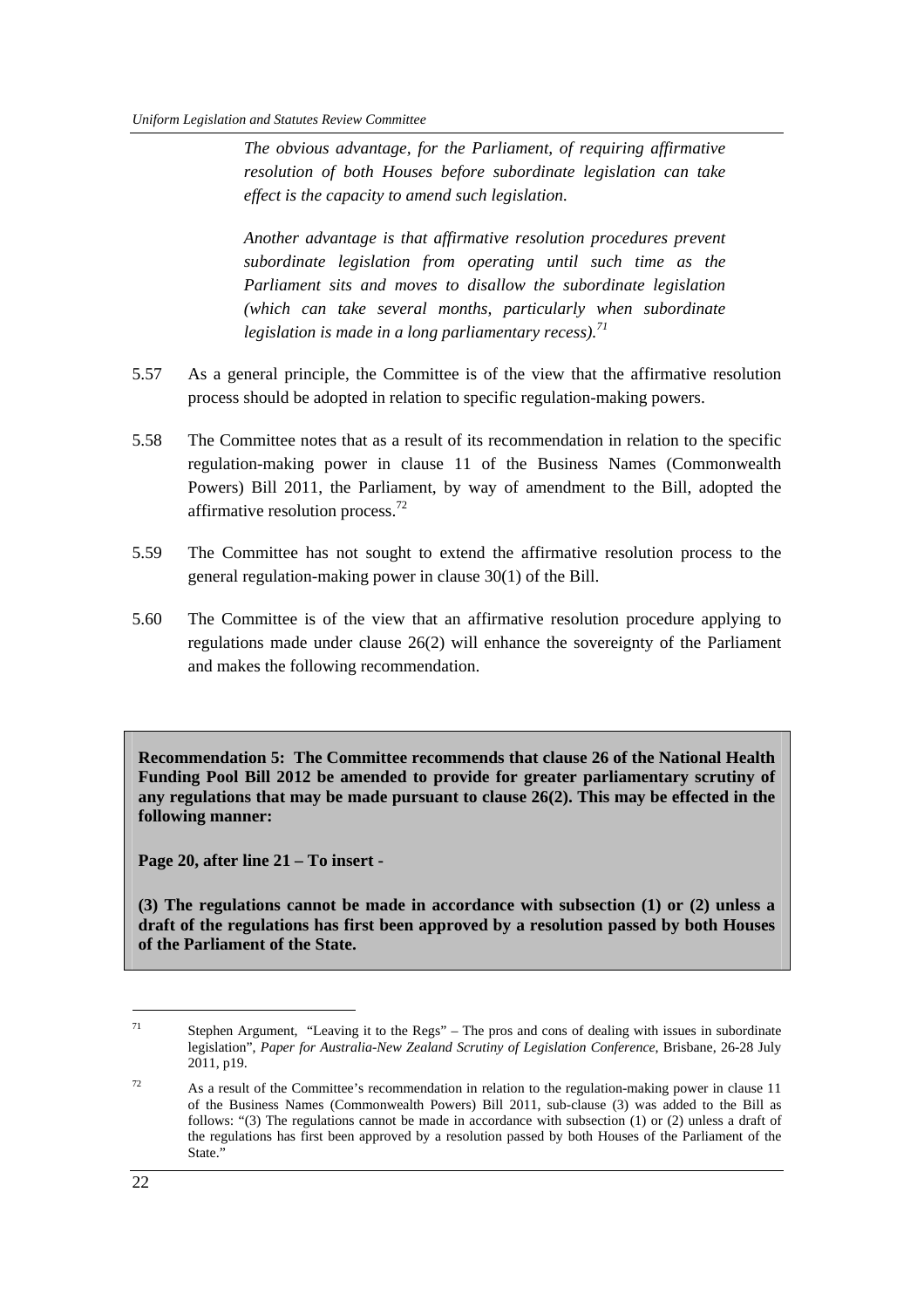> *The obvious advantage, for the Parliament, of requiring affirmative resolution of both Houses before subordinate legislation can take effect is the capacity to amend such legislation.*
>
> *Another advantage is that affirmative resolution procedures prevent subordinate legislation from operating until such time as the Parliament sits and moves to disallow the subordinate legislation (which can take several months, particularly when subordinate legislation is made in a long parliamentary recess).*[71]

5.57 As a general principle, the Committee is of the view that the affirmative resolution process should be adopted in relation to specific regulation-making powers.

5.58 The Committee notes that as a result of its recommendation in relation to the specific regulation-making power in clause 11 of the Business Names (Commonwealth Powers) Bill 2011, the Parliament, by way of amendment to the Bill, adopted the affirmative resolution process.[72]

5.59 The Committee has not sought to extend the affirmative resolution process to the general regulation-making power in clause 30(1) of the Bill.

5.60 The Committee is of the view that an affirmative resolution procedure applying to regulations made under clause 26(2) will enhance the sovereignty of the Parliament and makes the following recommendation.

**Recommendation 5: The Committee recommends that clause 26 of the National Health Funding Pool Bill 2012 be amended to provide for greater parliamentary scrutiny of any regulations that may be made pursuant to clause 26(2). This may be effected in the following manner:**

**Page 20, after line 21 – To insert -**

**(3) The regulations cannot be made in accordance with subsection (1) or (2) unless a draft of the regulations has first been approved by a resolution passed by both Houses of the Parliament of the State.**

---

[71] Stephen Argument, "Leaving it to the Regs" – The pros and cons of dealing with issues in subordinate legislation", *Paper for Australia-New Zealand Scrutiny of Legislation Conference*, Brisbane, 26-28 July 2011, p19.

[72] As a result of the Committee's recommendation in relation to the regulation-making power in clause 11 of the Business Names (Commonwealth Powers) Bill 2011, sub-clause (3) was added to the Bill as follows: "(3) The regulations cannot be made in accordance with subsection (1) or (2) unless a draft of the regulations has first been approved by a resolution passed by both Houses of the Parliament of the State."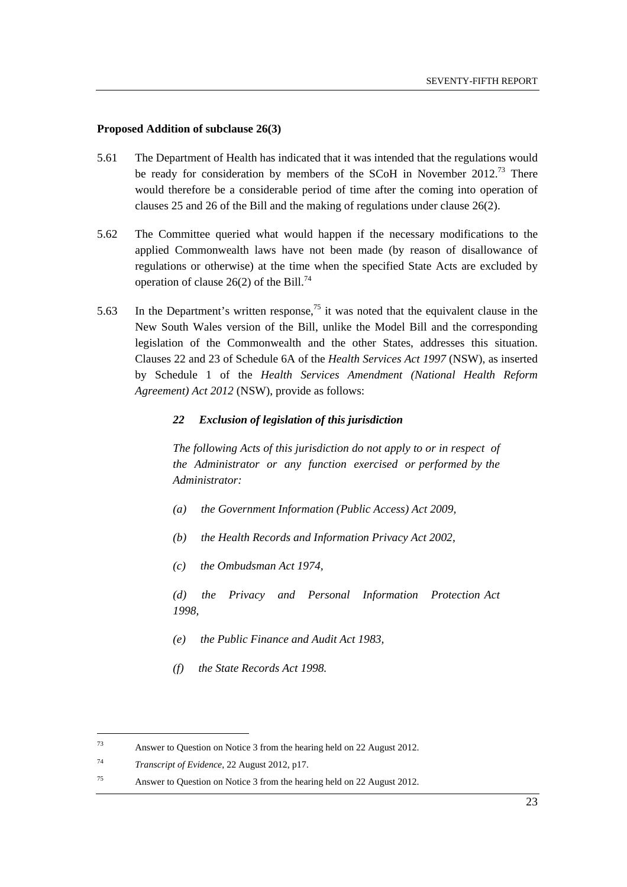**Proposed Addition of subclause 26(3)**

5.61 The Department of Health has indicated that it was intended that the regulations would be ready for consideration by members of the SCoH in November 2012.[73] There would therefore be a considerable period of time after the coming into operation of clauses 25 and 26 of the Bill and the making of regulations under clause 26(2).

5.62 The Committee queried what would happen if the necessary modifications to the applied Commonwealth laws have not been made (by reason of disallowance of regulations or otherwise) at the time when the specified State Acts are excluded by operation of clause 26(2) of the Bill.[74]

5.63 In the Department's written response,[75] it was noted that the equivalent clause in the New South Wales version of the Bill, unlike the Model Bill and the corresponding legislation of the Commonwealth and the other States, addresses this situation. Clauses 22 and 23 of Schedule 6A of the *Health Services Act 1997* (NSW), as inserted by Schedule 1 of the *Health Services Amendment (National Health Reform Agreement) Act 2012* (NSW), provide as follows:

> ***22 Exclusion of legislation of this jurisdiction***
>
> *The following Acts of this jurisdiction do not apply to or in respect of the Administrator or any function exercised or performed by the Administrator:*
>
> *(a) the Government Information (Public Access) Act 2009,*
>
> *(b) the Health Records and Information Privacy Act 2002,*
>
> *(c) the Ombudsman Act 1974,*
>
> *(d) the Privacy and Personal Information Protection Act 1998,*
>
> *(e) the Public Finance and Audit Act 1983,*
>
> *(f) the State Records Act 1998.*

---

73 Answer to Question on Notice 3 from the hearing held on 22 August 2012.

74 *Transcript of Evidence*, 22 August 2012, p17.

75 Answer to Question on Notice 3 from the hearing held on 22 August 2012.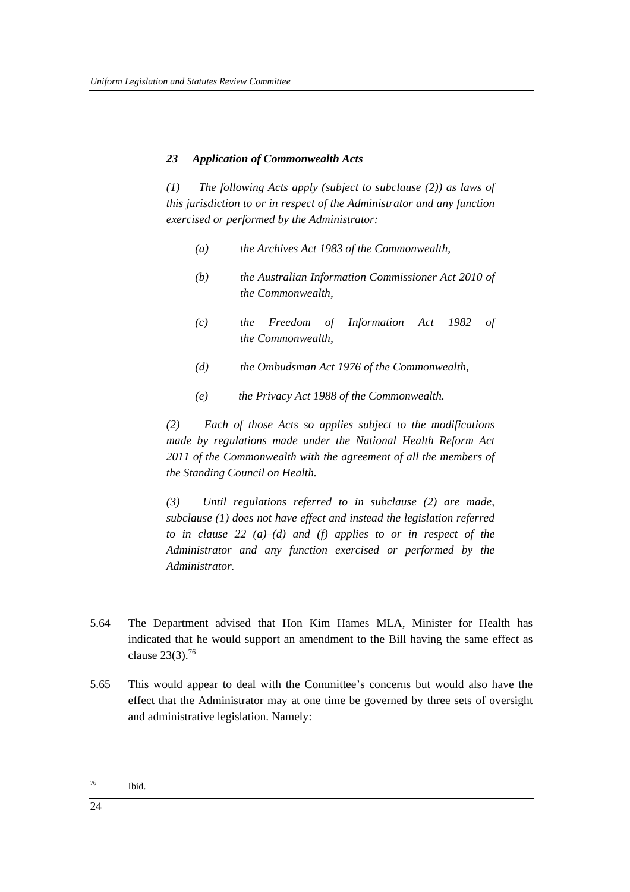*23    Application of Commonwealth Acts*

*(1)    The following Acts apply (subject to subclause (2)) as laws of this jurisdiction to or in respect of the Administrator and any function exercised or performed by the Administrator:*

*(a)    the Archives Act 1983 of the Commonwealth,*

*(b)    the Australian Information Commissioner Act 2010 of the Commonwealth,*

*(c)    the Freedom of Information Act 1982 of the Commonwealth,*

*(d)    the Ombudsman Act 1976 of the Commonwealth,*

*(e)    the Privacy Act 1988 of the Commonwealth.*

*(2)    Each of those Acts so applies subject to the modifications made by regulations made under the National Health Reform Act 2011 of the Commonwealth with the agreement of all the members of the Standing Council on Health.*

*(3)    Until regulations referred to in subclause (2) are made, subclause (1) does not have effect and instead the legislation referred to in clause 22 (a)–(d) and (f) applies to or in respect of the Administrator and any function exercised or performed by the Administrator.*

5.64    The Department advised that Hon Kim Hames MLA, Minister for Health has indicated that he would support an amendment to the Bill having the same effect as clause 23(3).[76]

5.65    This would appear to deal with the Committee's concerns but would also have the effect that the Administrator may at one time be governed by three sets of oversight and administrative legislation. Namely:

---

[76] Ibid.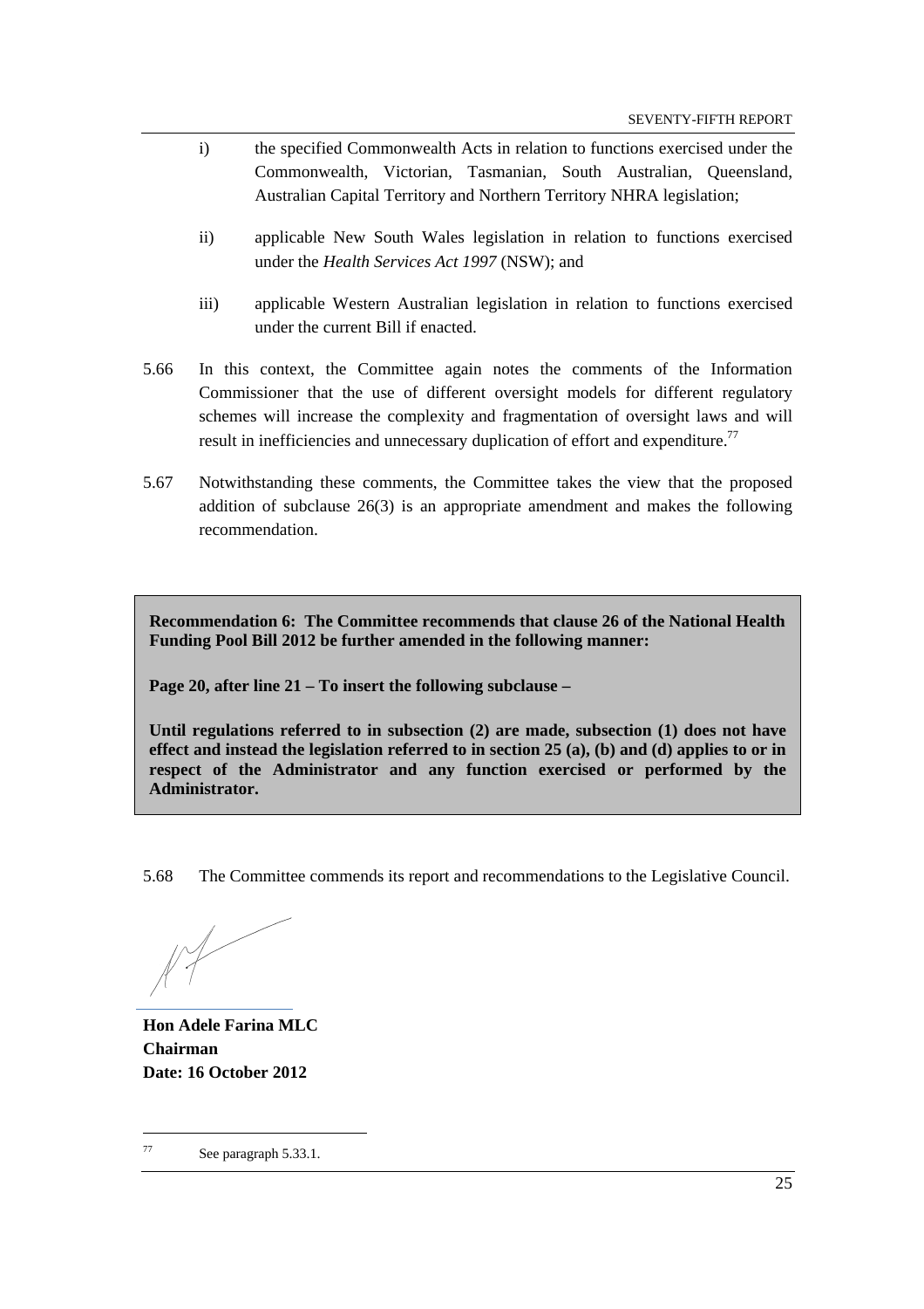i) the specified Commonwealth Acts in relation to functions exercised under the Commonwealth, Victorian, Tasmanian, South Australian, Queensland, Australian Capital Territory and Northern Territory NHRA legislation;

ii) applicable New South Wales legislation in relation to functions exercised under the *Health Services Act 1997* (NSW); and

iii) applicable Western Australian legislation in relation to functions exercised under the current Bill if enacted.

5.66 In this context, the Committee again notes the comments of the Information Commissioner that the use of different oversight models for different regulatory schemes will increase the complexity and fragmentation of oversight laws and will result in inefficiencies and unnecessary duplication of effort and expenditure.[77]

5.67 Notwithstanding these comments, the Committee takes the view that the proposed addition of subclause 26(3) is an appropriate amendment and makes the following recommendation.

> **Recommendation 6: The Committee recommends that clause 26 of the National Health Funding Pool Bill 2012 be further amended in the following manner:**
>
> **Page 20, after line 21 – To insert the following subclause –**
>
> **Until regulations referred to in subsection (2) are made, subsection (1) does not have effect and instead the legislation referred to in section 25 (a), (b) and (d) applies to or in respect of the Administrator and any function exercised or performed by the Administrator.**

5.68 The Committee commends its report and recommendations to the Legislative Council.

**Hon Adele Farina MLC**
**Chairman**
**Date: 16 October 2012**

---

[77] See paragraph 5.33.1.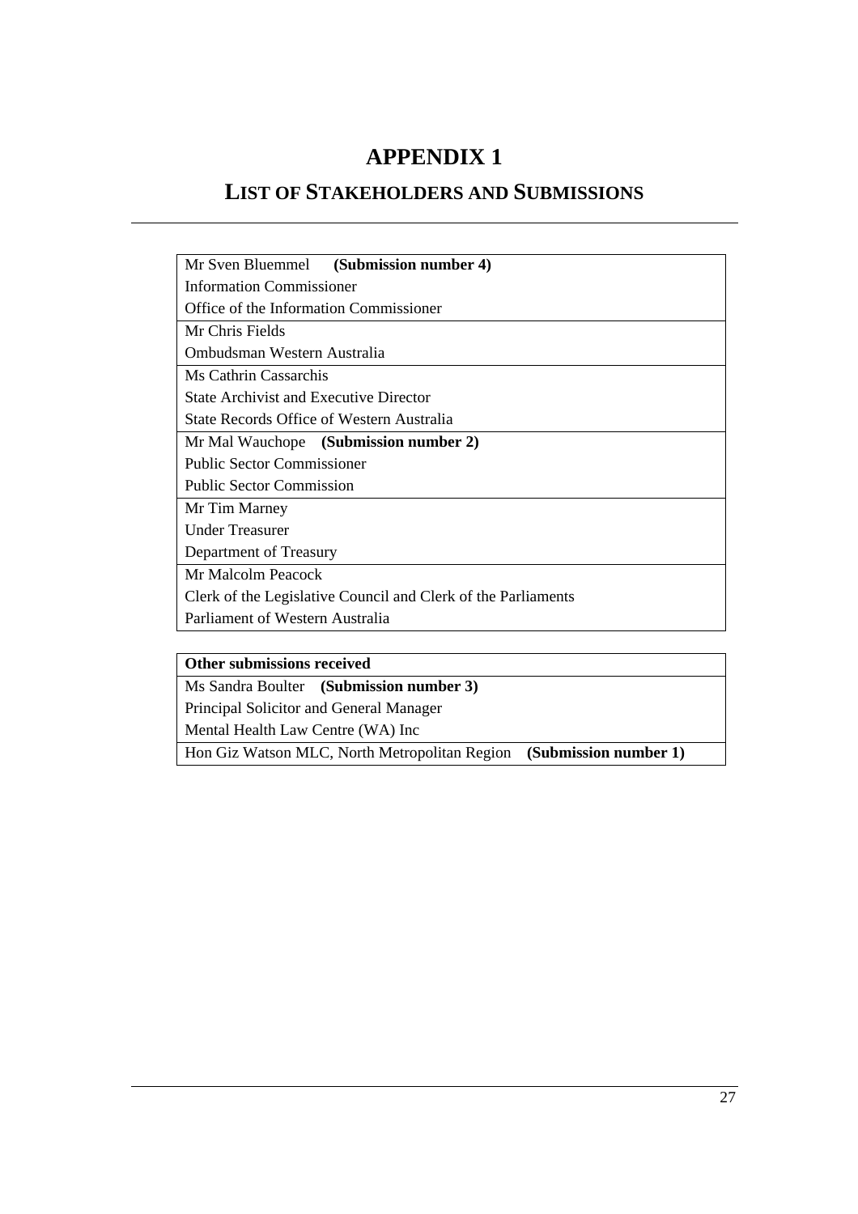# APPENDIX 1

## LIST OF STAKEHOLDERS AND SUBMISSIONS

| Mr Sven Bluemmel **(Submission number 4)**<br>Information Commissioner<br>Office of the Information Commissioner |
|---|
| Mr Chris Fields<br>Ombudsman Western Australia |
| Ms Cathrin Cassarchis<br>State Archivist and Executive Director<br>State Records Office of Western Australia |
| Mr Mal Wauchope **(Submission number 2)**<br>Public Sector Commissioner<br>Public Sector Commission |
| Mr Tim Marney<br>Under Treasurer<br>Department of Treasury |
| Mr Malcolm Peacock<br>Clerk of the Legislative Council and Clerk of the Parliaments<br>Parliament of Western Australia |

| **Other submissions received** |
|---|
| Ms Sandra Boulter **(Submission number 3)**<br>Principal Solicitor and General Manager<br>Mental Health Law Centre (WA) Inc |
| Hon Giz Watson MLC, North Metropolitan Region **(Submission number 1)** |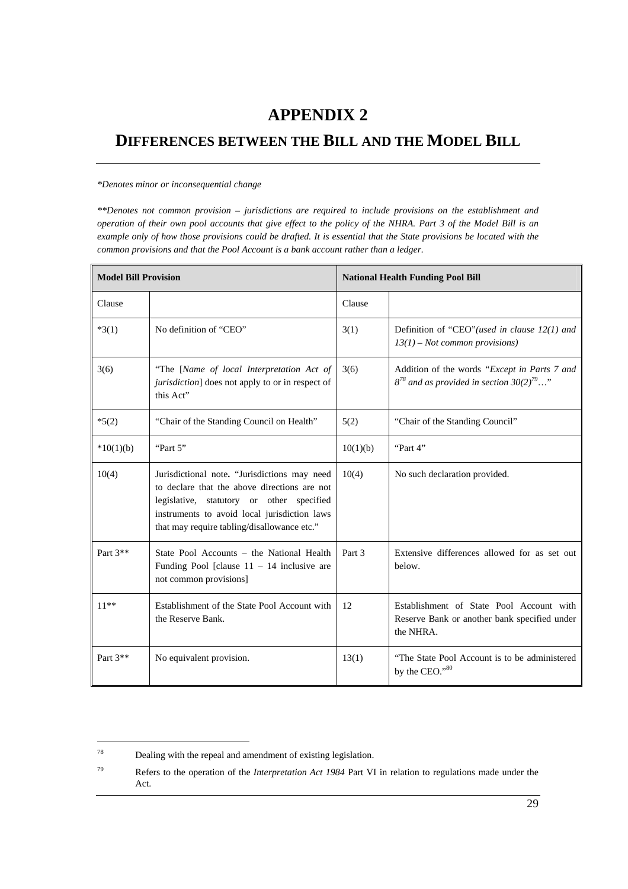# APPENDIX 2

## DIFFERENCES BETWEEN THE BILL AND THE MODEL BILL

*\*Denotes minor or inconsequential change*

*\*\*Denotes not common provision – jurisdictions are required to include provisions on the establishment and operation of their own pool accounts that give effect to the policy of the NHRA. Part 3 of the Model Bill is an example only of how those provisions could be drafted. It is essential that the State provisions be located with the common provisions and that the Pool Account is a bank account rather than a ledger.*

| **Model Bill Provision** | | **National Health Funding Pool Bill** | |
|---|---|---|---|
| Clause | | Clause | |
| *3(1) | No definition of "CEO" | 3(1) | Definition of "CEO"*(used in clause 12(1) and 13(1) – Not common provisions)* |
| 3(6) | "The [*Name of local Interpretation Act of jurisdiction*] does not apply to or in respect of this Act" | 3(6) | Addition of the words *"Except in Parts 7 and 8*[78] *and as provided in section 30(2)*[79]*…"* |
| *5(2) | "Chair of the Standing Council on Health" | 5(2) | "Chair of the Standing Council" |
| *10(1)(b) | "Part 5" | 10(1)(b) | "Part 4" |
| 10(4) | Jurisdictional note**.** "Jurisdictions may need to declare that the above directions are not legislative, statutory or other specified instruments to avoid local jurisdiction laws that may require tabling/disallowance etc." | 10(4) | No such declaration provided. |
| Part 3** | State Pool Accounts – the National Health Funding Pool [clause 11 – 14 inclusive are not common provisions] | Part 3 | Extensive differences allowed for as set out below. |
| 11** | Establishment of the State Pool Account with the Reserve Bank. | 12 | Establishment of State Pool Account with Reserve Bank or another bank specified under the NHRA. |
| Part 3** | No equivalent provision. | 13(1) | "The State Pool Account is to be administered by the CEO."[80] |

[78] Dealing with the repeal and amendment of existing legislation.

[79] Refers to the operation of the *Interpretation Act 1984* Part VI in relation to regulations made under the Act.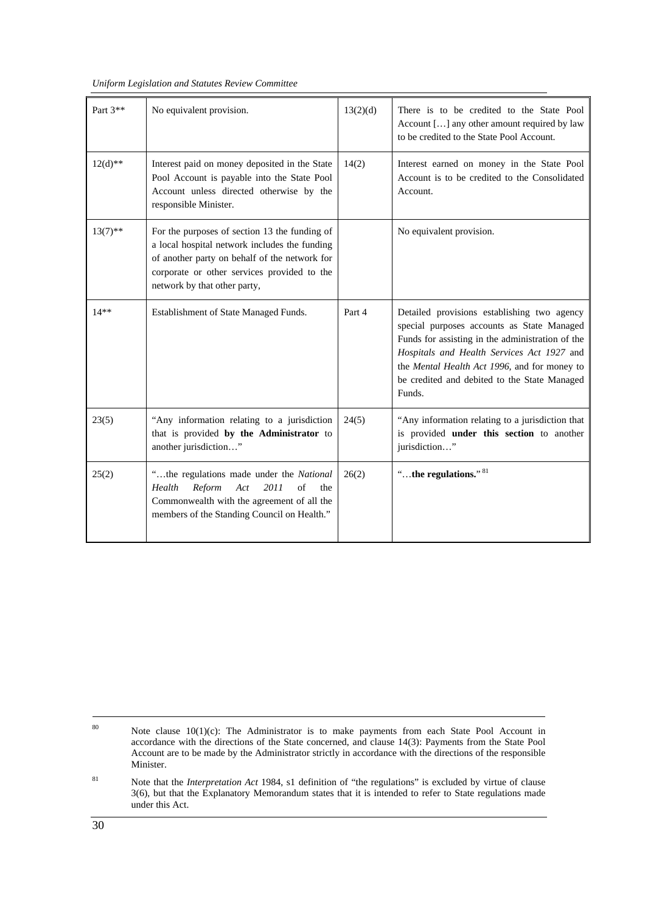| Part 3** | No equivalent provision. | 13(2)(d) | There is to be credited to the State Pool Account […] any other amount required by law to be credited to the State Pool Account. |
|---|---|---|---|
| 12(d)** | Interest paid on money deposited in the State Pool Account is payable into the State Pool Account unless directed otherwise by the responsible Minister. | 14(2) | Interest earned on money in the State Pool Account is to be credited to the Consolidated Account. |
| 13(7)** | For the purposes of section 13 the funding of a local hospital network includes the funding of another party on behalf of the network for corporate or other services provided to the network by that other party, | | No equivalent provision. |
| 14** | Establishment of State Managed Funds. | Part 4 | Detailed provisions establishing two agency special purposes accounts as State Managed Funds for assisting in the administration of the *Hospitals and Health Services Act 1927* and the *Mental Health Act 1996*, and for money to be credited and debited to the State Managed Funds. |
| 23(5) | "Any information relating to a jurisdiction that is provided **by the Administrator** to another jurisdiction…" | 24(5) | "Any information relating to a jurisdiction that is provided **under this section** to another jurisdiction…" |
| 25(2) | "…the regulations made under the *National Health Reform Act 2011* of the Commonwealth with the agreement of all the members of the Standing Council on Health." | 26(2) | "…**the regulations.**" [81] |

[80] Note clause 10(1)(c): The Administrator is to make payments from each State Pool Account in accordance with the directions of the State concerned, and clause 14(3): Payments from the State Pool Account are to be made by the Administrator strictly in accordance with the directions of the responsible Minister.

[81] Note that the *Interpretation Act* 1984, s1 definition of "the regulations" is excluded by virtue of clause 3(6), but that the Explanatory Memorandum states that it is intended to refer to State regulations made under this Act.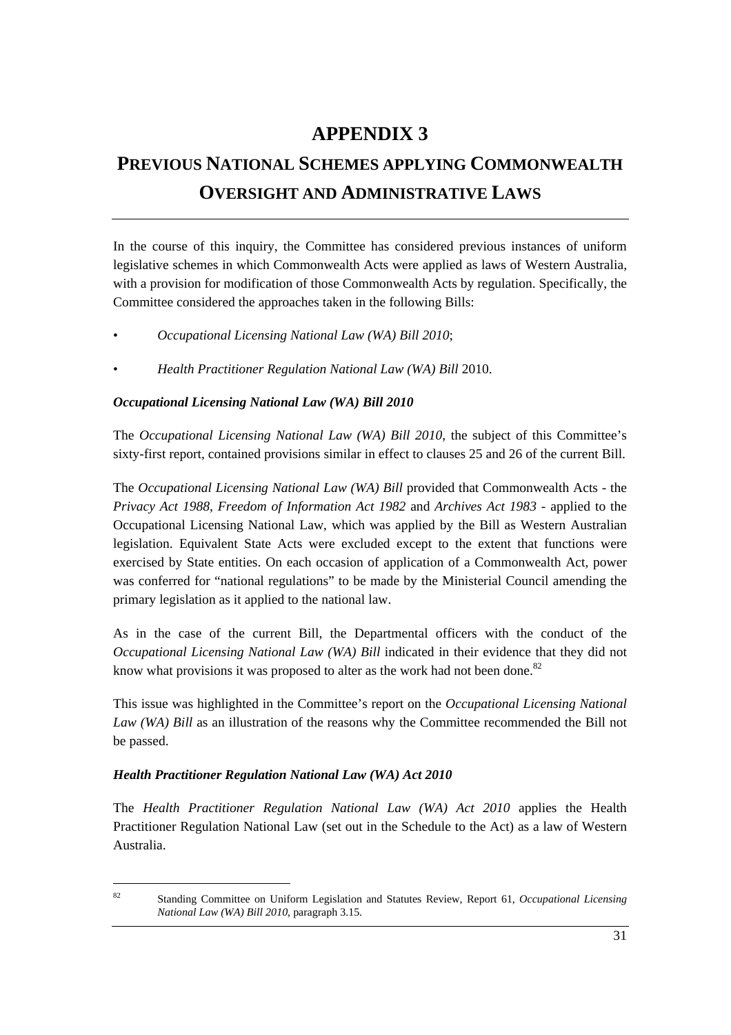# APPENDIX 3

# PREVIOUS NATIONAL SCHEMES APPLYING COMMONWEALTH OVERSIGHT AND ADMINISTRATIVE LAWS

In the course of this inquiry, the Committee has considered previous instances of uniform legislative schemes in which Commonwealth Acts were applied as laws of Western Australia, with a provision for modification of those Commonwealth Acts by regulation. Specifically, the Committee considered the approaches taken in the following Bills:

- *Occupational Licensing National Law (WA) Bill 2010*;
- *Health Practitioner Regulation National Law (WA) Bill* 2010.

### *Occupational Licensing National Law (WA) Bill 2010*

The *Occupational Licensing National Law (WA) Bill 2010*, the subject of this Committee's sixty-first report, contained provisions similar in effect to clauses 25 and 26 of the current Bill.

The *Occupational Licensing National Law (WA) Bill* provided that Commonwealth Acts - the *Privacy Act 1988*, *Freedom of Information Act 1982* and *Archives Act 1983* - applied to the Occupational Licensing National Law, which was applied by the Bill as Western Australian legislation. Equivalent State Acts were excluded except to the extent that functions were exercised by State entities. On each occasion of application of a Commonwealth Act, power was conferred for "national regulations" to be made by the Ministerial Council amending the primary legislation as it applied to the national law.

As in the case of the current Bill, the Departmental officers with the conduct of the *Occupational Licensing National Law (WA) Bill* indicated in their evidence that they did not know what provisions it was proposed to alter as the work had not been done.[82]

This issue was highlighted in the Committee's report on the *Occupational Licensing National Law (WA) Bill* as an illustration of the reasons why the Committee recommended the Bill not be passed.

### *Health Practitioner Regulation National Law (WA) Act 2010*

The *Health Practitioner Regulation National Law (WA) Act 2010* applies the Health Practitioner Regulation National Law (set out in the Schedule to the Act) as a law of Western Australia.

---

[82] Standing Committee on Uniform Legislation and Statutes Review, Report 61, *Occupational Licensing National Law (WA) Bill 2010*, paragraph 3.15.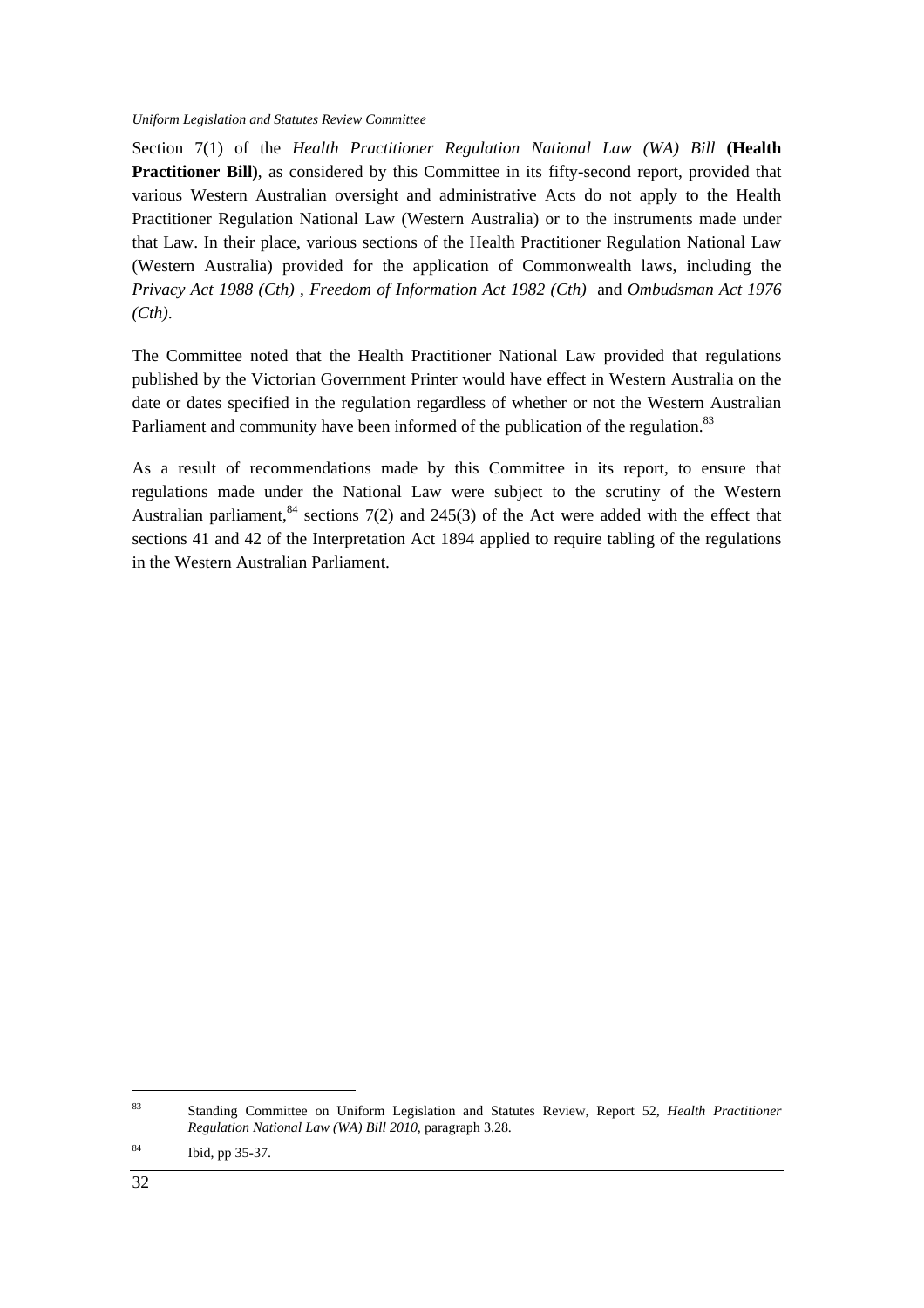Section 7(1) of the *Health Practitioner Regulation National Law (WA) Bill* **(Health Practitioner Bill)**, as considered by this Committee in its fifty-second report, provided that various Western Australian oversight and administrative Acts do not apply to the Health Practitioner Regulation National Law (Western Australia) or to the instruments made under that Law. In their place, various sections of the Health Practitioner Regulation National Law (Western Australia) provided for the application of Commonwealth laws, including the *Privacy Act 1988 (Cth)* , *Freedom of Information Act 1982 (Cth)* and *Ombudsman Act 1976 (Cth)*.

The Committee noted that the Health Practitioner National Law provided that regulations published by the Victorian Government Printer would have effect in Western Australia on the date or dates specified in the regulation regardless of whether or not the Western Australian Parliament and community have been informed of the publication of the regulation.[83]

As a result of recommendations made by this Committee in its report, to ensure that regulations made under the National Law were subject to the scrutiny of the Western Australian parliament,[84] sections 7(2) and 245(3) of the Act were added with the effect that sections 41 and 42 of the Interpretation Act 1894 applied to require tabling of the regulations in the Western Australian Parliament.

---

83 Standing Committee on Uniform Legislation and Statutes Review, Report 52, *Health Practitioner Regulation National Law (WA) Bill 2010*, paragraph 3.28.

84 Ibid, pp 35-37.